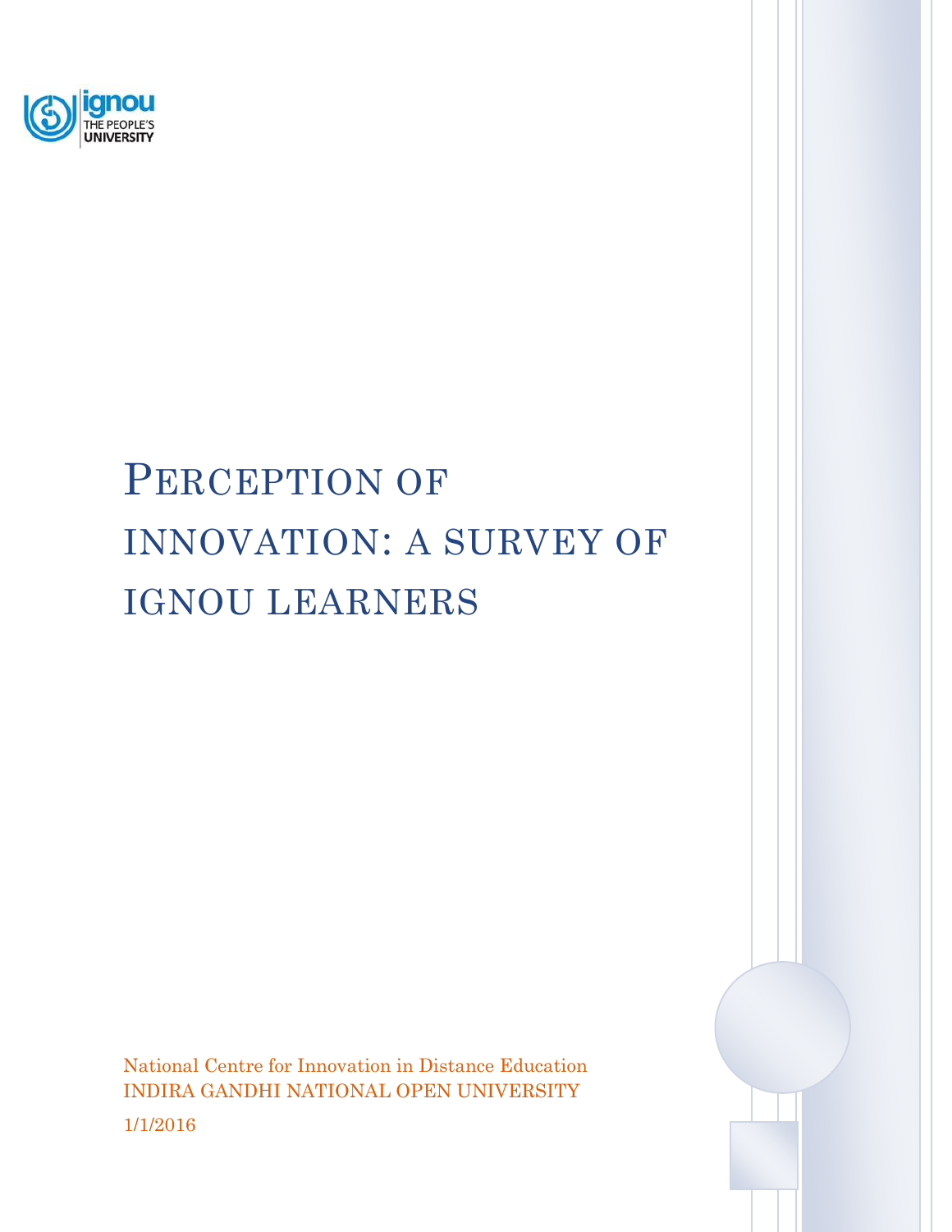ignou THE PEOPLE'S UNIVERSITY

# Perception of innovation: a survey of IGNOU learners

National Centre for Innovation in Distance Education
INDIRA GANDHI NATIONAL OPEN UNIVERSITY

1/1/2016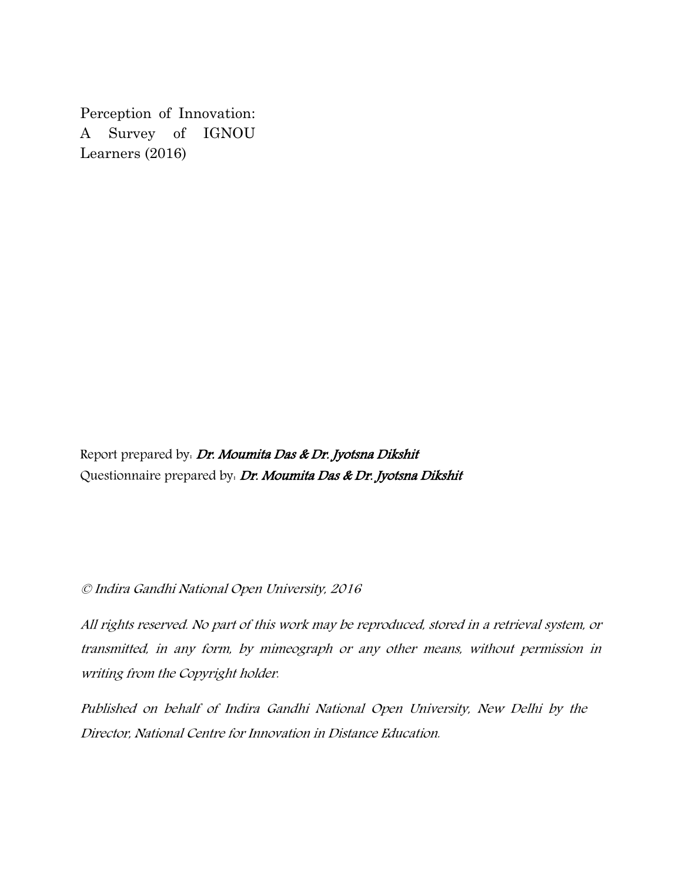Perception of Innovation: A Survey of IGNOU Learners (2016)

Report prepared by: ***Dr. Moumita Das & Dr. Jyotsna Dikshit***

Questionnaire prepared by: ***Dr. Moumita Das & Dr. Jyotsna Dikshit***

*© Indira Gandhi National Open University, 2016*

*All rights reserved. No part of this work may be reproduced, stored in a retrieval system, or transmitted, in any form, by mimeograph or any other means, without permission in writing from the Copyright holder.*

*Published on behalf of Indira Gandhi National Open University, New Delhi by the Director, National Centre for Innovation in Distance Education.*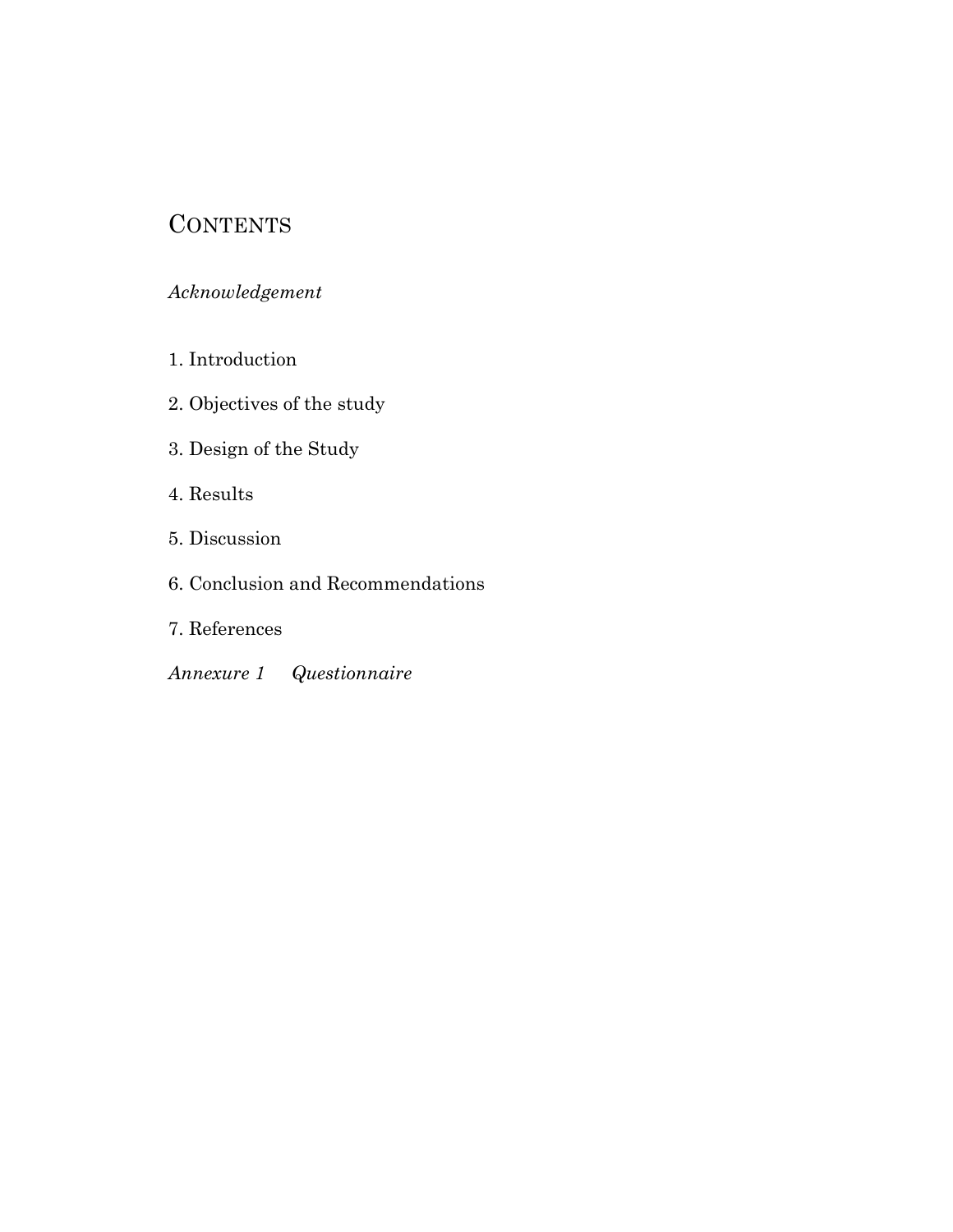# Contents

*Acknowledgement*

1. Introduction
2. Objectives of the study
3. Design of the Study
4. Results
5. Discussion
6. Conclusion and Recommendations
7. References

*Annexure 1    Questionnaire*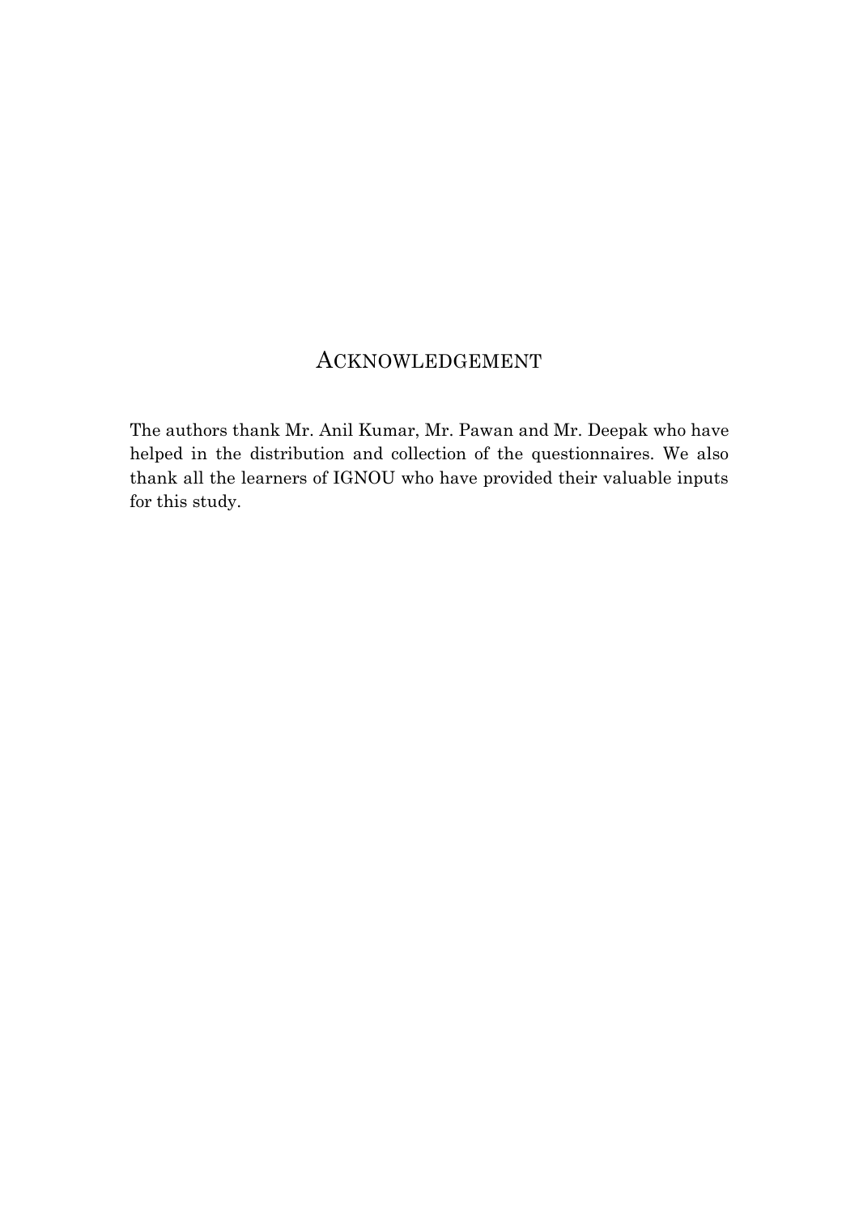# ACKNOWLEDGEMENT

The authors thank Mr. Anil Kumar, Mr. Pawan and Mr. Deepak who have helped in the distribution and collection of the questionnaires. We also thank all the learners of IGNOU who have provided their valuable inputs for this study.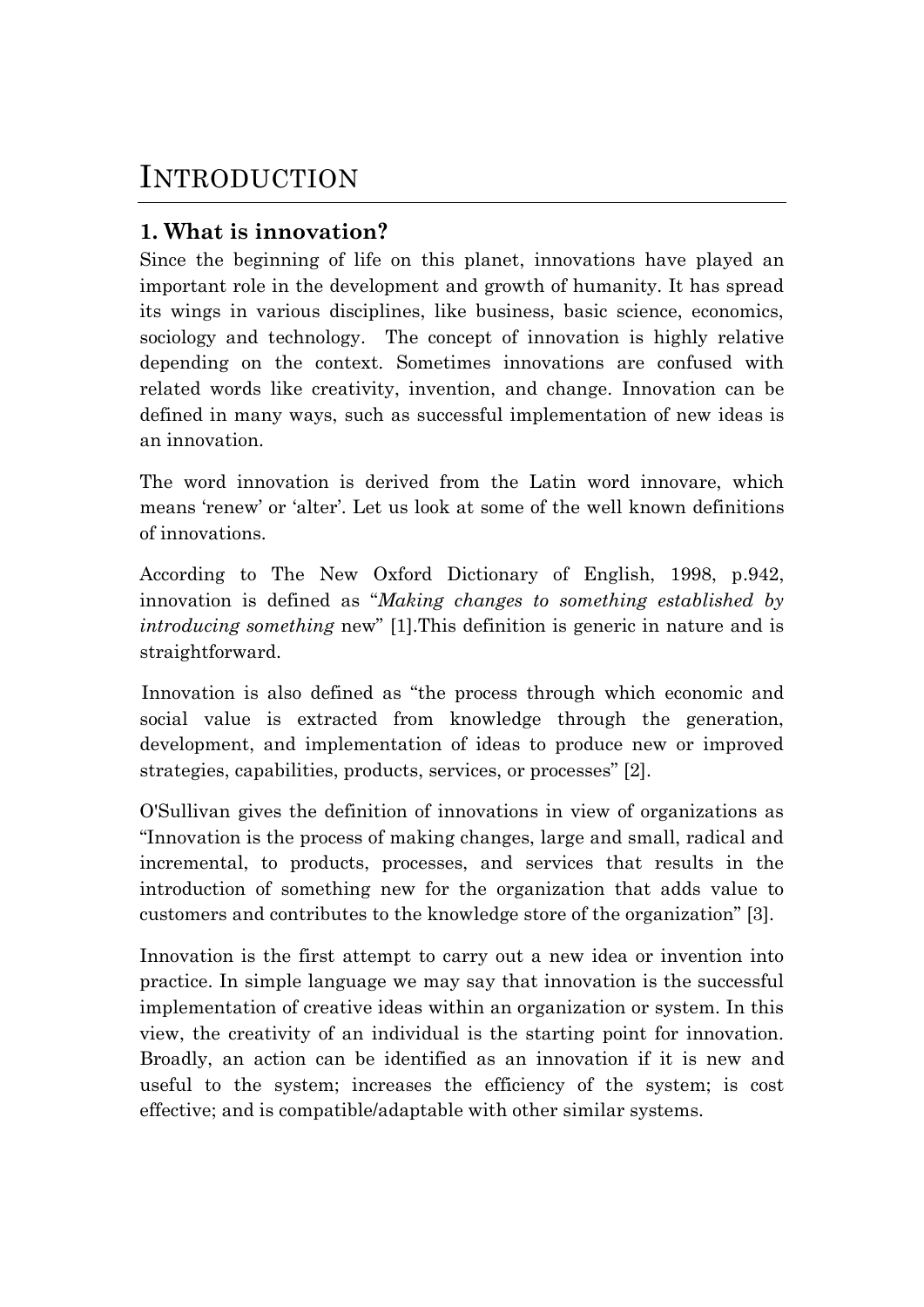# INTRODUCTION

## 1. What is innovation?

Since the beginning of life on this planet, innovations have played an important role in the development and growth of humanity. It has spread its wings in various disciplines, like business, basic science, economics, sociology and technology. The concept of innovation is highly relative depending on the context. Sometimes innovations are confused with related words like creativity, invention, and change. Innovation can be defined in many ways, such as successful implementation of new ideas is an innovation.

The word innovation is derived from the Latin word innovare, which means 'renew' or 'alter'. Let us look at some of the well known definitions of innovations.

According to The New Oxford Dictionary of English, 1998, p.942, innovation is defined as "*Making changes to something established by introducing something* new" [1].This definition is generic in nature and is straightforward.

Innovation is also defined as "the process through which economic and social value is extracted from knowledge through the generation, development, and implementation of ideas to produce new or improved strategies, capabilities, products, services, or processes" [2].

O'Sullivan gives the definition of innovations in view of organizations as "Innovation is the process of making changes, large and small, radical and incremental, to products, processes, and services that results in the introduction of something new for the organization that adds value to customers and contributes to the knowledge store of the organization" [3].

Innovation is the first attempt to carry out a new idea or invention into practice. In simple language we may say that innovation is the successful implementation of creative ideas within an organization or system. In this view, the creativity of an individual is the starting point for innovation. Broadly, an action can be identified as an innovation if it is new and useful to the system; increases the efficiency of the system; is cost effective; and is compatible/adaptable with other similar systems.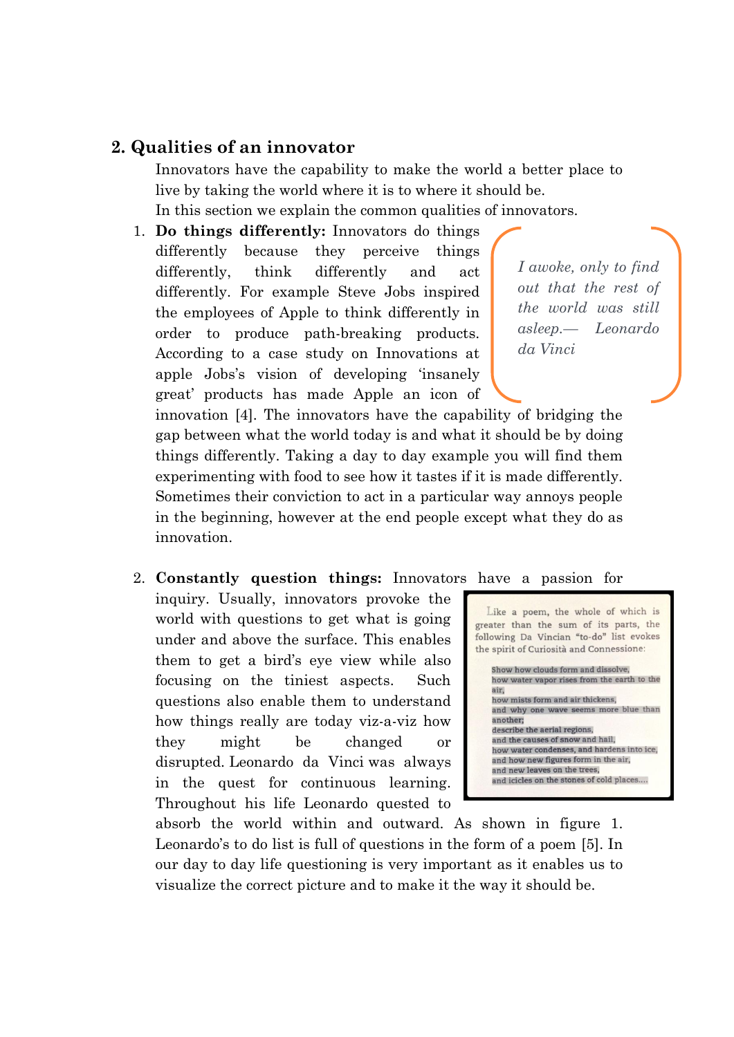## 2. Qualities of an innovator

Innovators have the capability to make the world a better place to live by taking the world where it is to where it should be.

In this section we explain the common qualities of innovators.

> *I awoke, only to find out that the rest of the world was still asleep.— Leonardo da Vinci*

1. **Do things differently:** Innovators do things differently because they perceive things differently, think differently and act differently. For example Steve Jobs inspired the employees of Apple to think differently in order to produce path-breaking products. According to a case study on Innovations at apple Jobs's vision of developing 'insanely great' products has made Apple an icon of innovation [4]. The innovators have the capability of bridging the gap between what the world today is and what it should be by doing things differently. Taking a day to day example you will find them experimenting with food to see how it tastes if it is made differently. Sometimes their conviction to act in a particular way annoys people in the beginning, however at the end people except what they do as innovation.

2. **Constantly question things:** Innovators have a passion for inquiry. Usually, innovators provoke the world with questions to get what is going under and above the surface. This enables them to get a bird's eye view while also focusing on the tiniest aspects. Such questions also enable them to understand how things really are today viz-a-viz how they might be changed or disrupted. Leonardo da Vinci was always in the quest for continuous learning. Throughout his life Leonardo quested to absorb the world within and outward. As shown in figure 1. Leonardo's to do list is full of questions in the form of a poem [5]. In our day to day life questioning is very important as it enables us to visualize the correct picture and to make it the way it should be.

> Like a poem, the whole of which is greater than the sum of its parts, the following Da Vincian "to-do" list evokes the spirit of Curiosità and Connessione:
>
> Show how clouds form and dissolve,
> how water vapor rises from the earth to the air,
> how mists form and air thickens,
> and why one wave seems more blue than another;
> describe the aerial regions,
> and the causes of snow and hail,
> how water condenses, and hardens into ice,
> and how new figures form in the air,
> and new leaves on the trees,
> and icicles on the stones of cold places....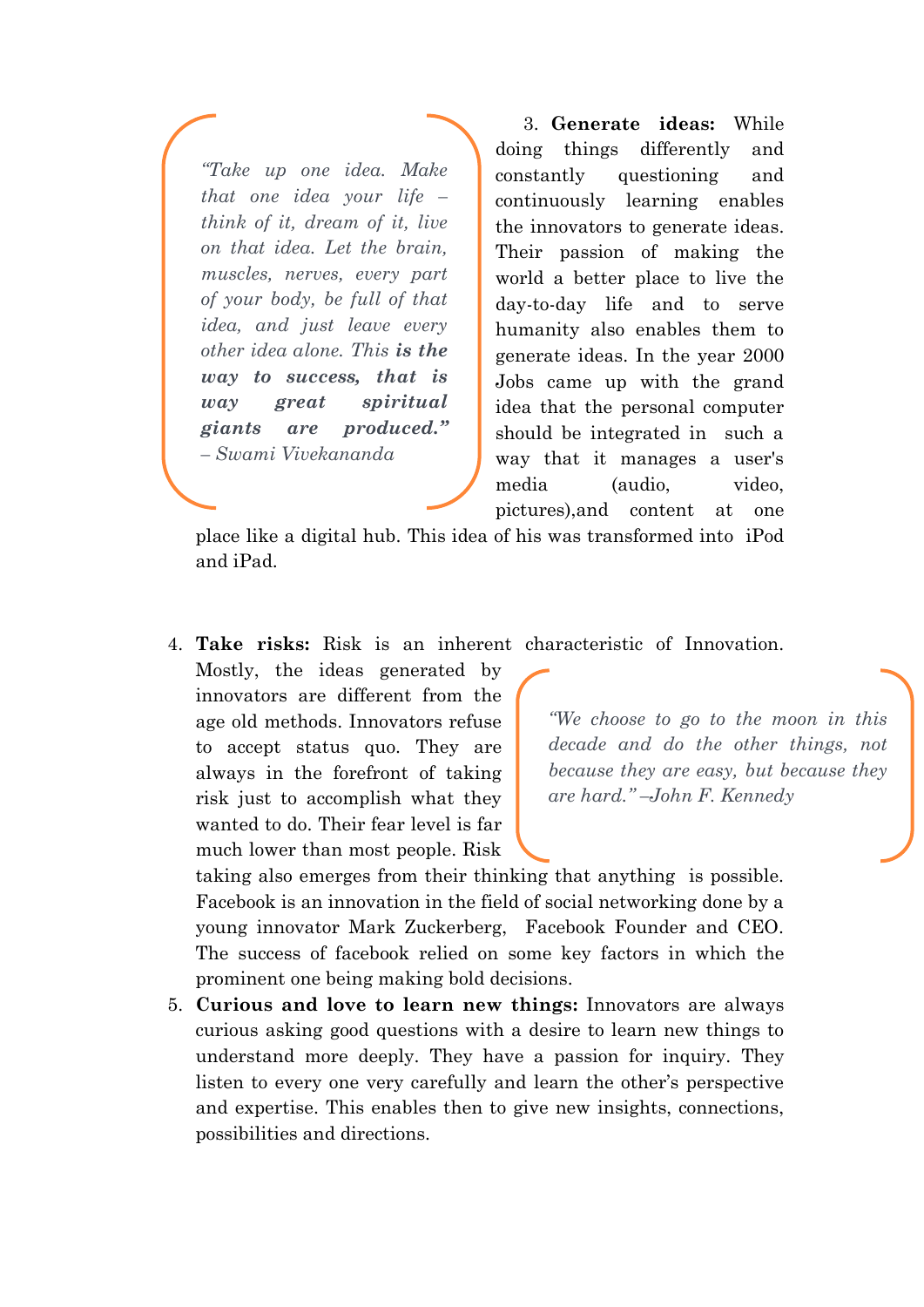> *"Take up one idea. Make that one idea your life – think of it, dream of it, live on that idea. Let the brain, muscles, nerves, every part of your body, be full of that idea, and just leave every other idea alone. This **is the way to success, that is way great spiritual giants are produced."*
> *– Swami Vivekananda*

3. **Generate ideas:** While doing things differently and constantly questioning and continuously learning enables the innovators to generate ideas. Their passion of making the world a better place to live the day-to-day life and to serve humanity also enables them to generate ideas. In the year 2000 Jobs came up with the grand idea that the personal computer should be integrated in such a way that it manages a user's media (audio, video, pictures),and content at one place like a digital hub. This idea of his was transformed into iPod and iPad.

4. **Take risks:** Risk is an inherent characteristic of Innovation. Mostly, the ideas generated by innovators are different from the age old methods. Innovators refuse to accept status quo. They are always in the forefront of taking risk just to accomplish what they wanted to do. Their fear level is far much lower than most people. Risk taking also emerges from their thinking that anything is possible. Facebook is an innovation in the field of social networking done by a young innovator Mark Zuckerberg, Facebook Founder and CEO. The success of facebook relied on some key factors in which the prominent one being making bold decisions.

> *"We choose to go to the moon in this decade and do the other things, not because they are easy, but because they are hard." –John F. Kennedy*

5. **Curious and love to learn new things:** Innovators are always curious asking good questions with a desire to learn new things to understand more deeply. They have a passion for inquiry. They listen to every one very carefully and learn the other's perspective and expertise. This enables then to give new insights, connections, possibilities and directions.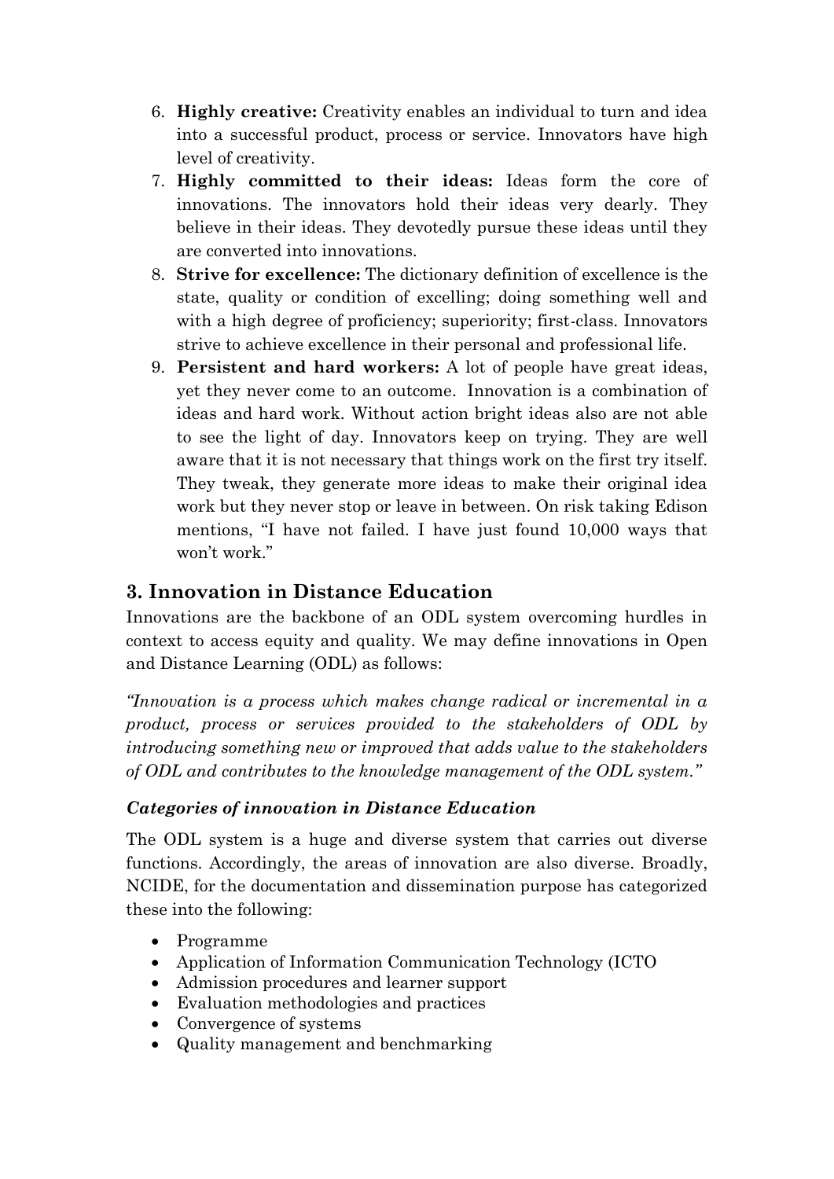6. **Highly creative:** Creativity enables an individual to turn and idea into a successful product, process or service. Innovators have high level of creativity.
7. **Highly committed to their ideas:** Ideas form the core of innovations. The innovators hold their ideas very dearly. They believe in their ideas. They devotedly pursue these ideas until they are converted into innovations.
8. **Strive for excellence:** The dictionary definition of excellence is the state, quality or condition of excelling; doing something well and with a high degree of proficiency; superiority; first-class. Innovators strive to achieve excellence in their personal and professional life.
9. **Persistent and hard workers:** A lot of people have great ideas, yet they never come to an outcome. Innovation is a combination of ideas and hard work. Without action bright ideas also are not able to see the light of day. Innovators keep on trying. They are well aware that it is not necessary that things work on the first try itself. They tweak, they generate more ideas to make their original idea work but they never stop or leave in between. On risk taking Edison mentions, "I have not failed. I have just found 10,000 ways that won't work."

## 3. Innovation in Distance Education

Innovations are the backbone of an ODL system overcoming hurdles in context to access equity and quality. We may define innovations in Open and Distance Learning (ODL) as follows:

*"Innovation is a process which makes change radical or incremental in a product, process or services provided to the stakeholders of ODL by introducing something new or improved that adds value to the stakeholders of ODL and contributes to the knowledge management of the ODL system."*

### *Categories of innovation in Distance Education*

The ODL system is a huge and diverse system that carries out diverse functions. Accordingly, the areas of innovation are also diverse. Broadly, NCIDE, for the documentation and dissemination purpose has categorized these into the following:

- Programme
- Application of Information Communication Technology (ICTO
- Admission procedures and learner support
- Evaluation methodologies and practices
- Convergence of systems
- Quality management and benchmarking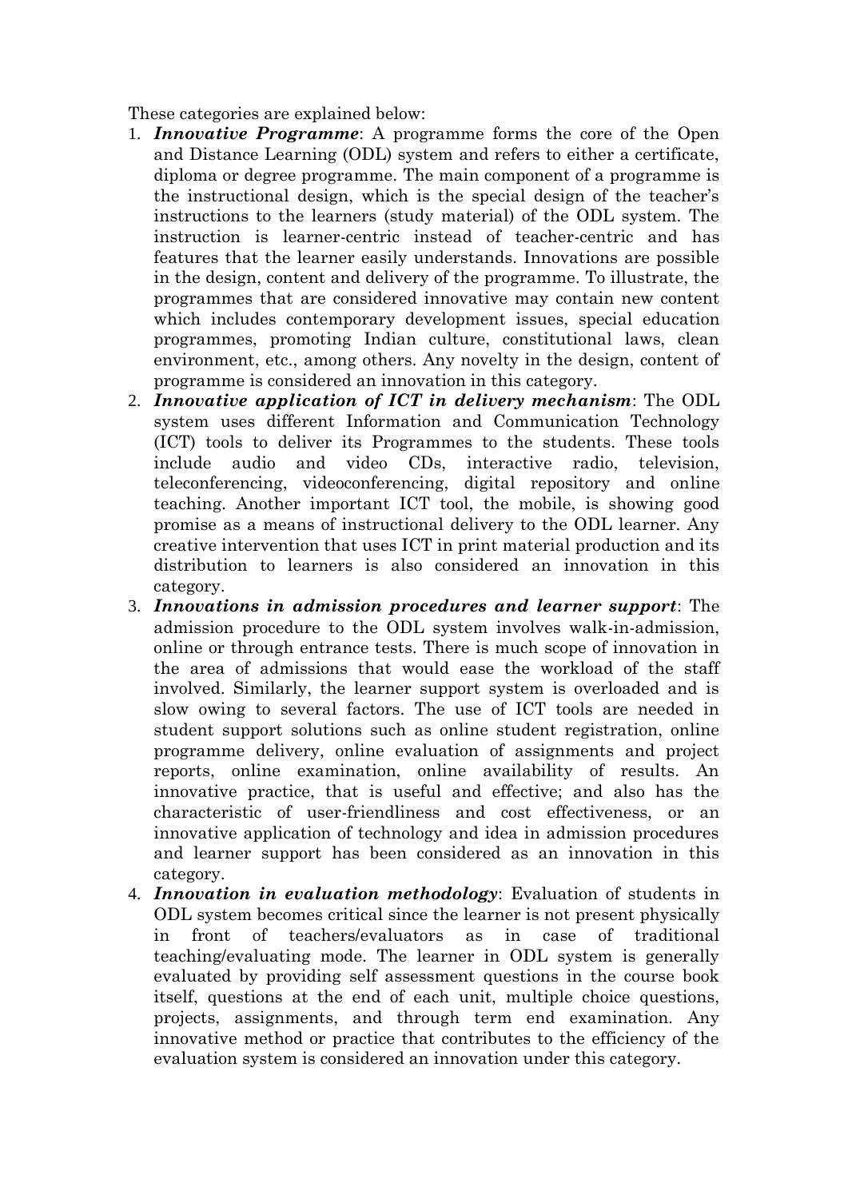These categories are explained below:

1. ***Innovative Programme***: A programme forms the core of the Open and Distance Learning (ODL) system and refers to either a certificate, diploma or degree programme. The main component of a programme is the instructional design, which is the special design of the teacher's instructions to the learners (study material) of the ODL system. The instruction is learner-centric instead of teacher-centric and has features that the learner easily understands. Innovations are possible in the design, content and delivery of the programme. To illustrate, the programmes that are considered innovative may contain new content which includes contemporary development issues, special education programmes, promoting Indian culture, constitutional laws, clean environment, etc., among others. Any novelty in the design, content of programme is considered an innovation in this category.
2. ***Innovative application of ICT in delivery mechanism***: The ODL system uses different Information and Communication Technology (ICT) tools to deliver its Programmes to the students. These tools include audio and video CDs, interactive radio, television, teleconferencing, videoconferencing, digital repository and online teaching. Another important ICT tool, the mobile, is showing good promise as a means of instructional delivery to the ODL learner. Any creative intervention that uses ICT in print material production and its distribution to learners is also considered an innovation in this category.
3. ***Innovations in admission procedures and learner support***: The admission procedure to the ODL system involves walk-in-admission, online or through entrance tests. There is much scope of innovation in the area of admissions that would ease the workload of the staff involved. Similarly, the learner support system is overloaded and is slow owing to several factors. The use of ICT tools are needed in student support solutions such as online student registration, online programme delivery, online evaluation of assignments and project reports, online examination, online availability of results. An innovative practice, that is useful and effective; and also has the characteristic of user-friendliness and cost effectiveness, or an innovative application of technology and idea in admission procedures and learner support has been considered as an innovation in this category.
4. ***Innovation in evaluation methodology***: Evaluation of students in ODL system becomes critical since the learner is not present physically in front of teachers/evaluators as in case of traditional teaching/evaluating mode. The learner in ODL system is generally evaluated by providing self assessment questions in the course book itself, questions at the end of each unit, multiple choice questions, projects, assignments, and through term end examination. Any innovative method or practice that contributes to the efficiency of the evaluation system is considered an innovation under this category.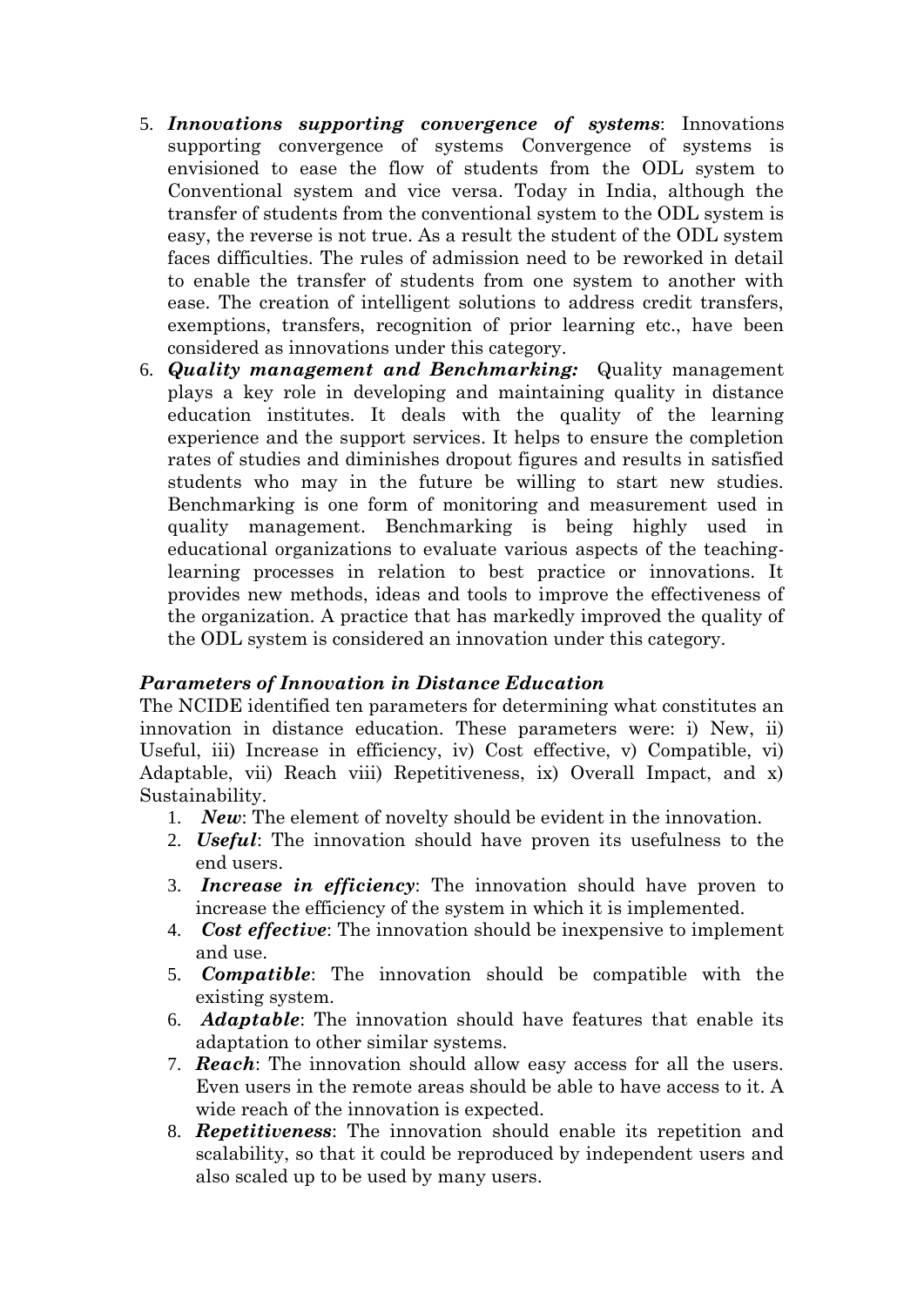5. ***Innovations supporting convergence of systems***: Innovations supporting convergence of systems Convergence of systems is envisioned to ease the flow of students from the ODL system to Conventional system and vice versa. Today in India, although the transfer of students from the conventional system to the ODL system is easy, the reverse is not true. As a result the student of the ODL system faces difficulties. The rules of admission need to be reworked in detail to enable the transfer of students from one system to another with ease. The creation of intelligent solutions to address credit transfers, exemptions, transfers, recognition of prior learning etc., have been considered as innovations under this category.
6. ***Quality management and Benchmarking:*** Quality management plays a key role in developing and maintaining quality in distance education institutes. It deals with the quality of the learning experience and the support services. It helps to ensure the completion rates of studies and diminishes dropout figures and results in satisfied students who may in the future be willing to start new studies. Benchmarking is one form of monitoring and measurement used in quality management. Benchmarking is being highly used in educational organizations to evaluate various aspects of the teaching-learning processes in relation to best practice or innovations. It provides new methods, ideas and tools to improve the effectiveness of the organization. A practice that has markedly improved the quality of the ODL system is considered an innovation under this category.

### *Parameters of Innovation in Distance Education*

The NCIDE identified ten parameters for determining what constitutes an innovation in distance education. These parameters were: i) New, ii) Useful, iii) Increase in efficiency, iv) Cost effective, v) Compatible, vi) Adaptable, vii) Reach viii) Repetitiveness, ix) Overall Impact, and x) Sustainability.

1. ***New***: The element of novelty should be evident in the innovation.
2. ***Useful***: The innovation should have proven its usefulness to the end users.
3. ***Increase in efficiency***: The innovation should have proven to increase the efficiency of the system in which it is implemented.
4. ***Cost effective***: The innovation should be inexpensive to implement and use.
5. ***Compatible***: The innovation should be compatible with the existing system.
6. ***Adaptable***: The innovation should have features that enable its adaptation to other similar systems.
7. ***Reach***: The innovation should allow easy access for all the users. Even users in the remote areas should be able to have access to it. A wide reach of the innovation is expected.
8. ***Repetitiveness***: The innovation should enable its repetition and scalability, so that it could be reproduced by independent users and also scaled up to be used by many users.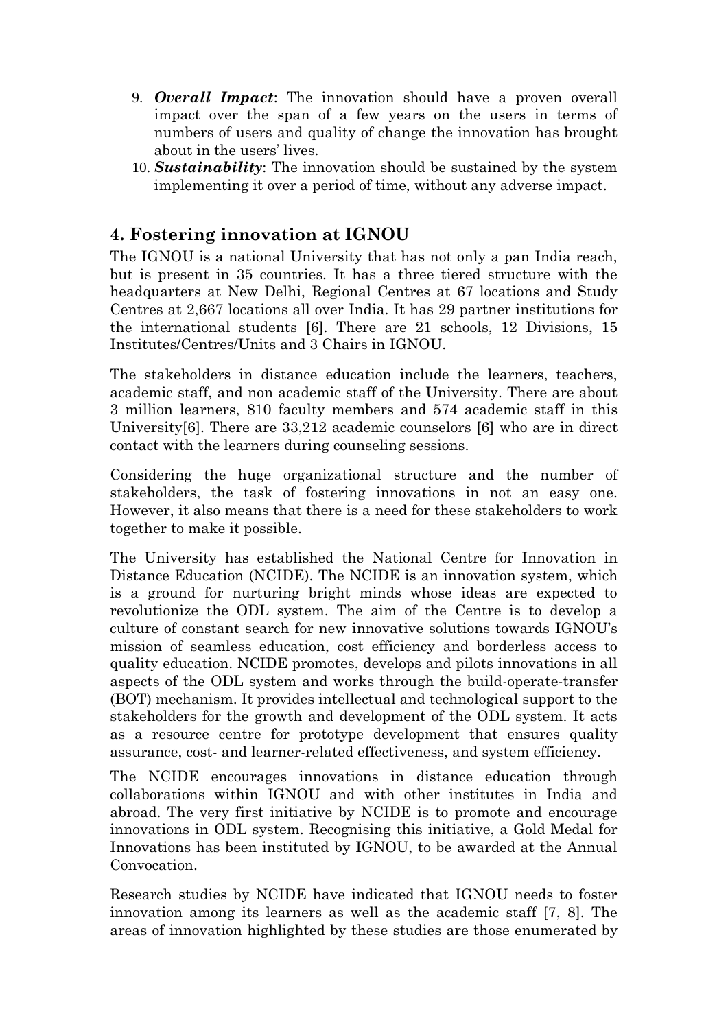9. ***Overall Impact***: The innovation should have a proven overall impact over the span of a few years on the users in terms of numbers of users and quality of change the innovation has brought about in the users' lives.
10. ***Sustainability***: The innovation should be sustained by the system implementing it over a period of time, without any adverse impact.

## 4. Fostering innovation at IGNOU

The IGNOU is a national University that has not only a pan India reach, but is present in 35 countries. It has a three tiered structure with the headquarters at New Delhi, Regional Centres at 67 locations and Study Centres at 2,667 locations all over India. It has 29 partner institutions for the international students [6]. There are 21 schools, 12 Divisions, 15 Institutes/Centres/Units and 3 Chairs in IGNOU.

The stakeholders in distance education include the learners, teachers, academic staff, and non academic staff of the University. There are about 3 million learners, 810 faculty members and 574 academic staff in this University[6]. There are 33,212 academic counselors [6] who are in direct contact with the learners during counseling sessions.

Considering the huge organizational structure and the number of stakeholders, the task of fostering innovations in not an easy one. However, it also means that there is a need for these stakeholders to work together to make it possible.

The University has established the National Centre for Innovation in Distance Education (NCIDE). The NCIDE is an innovation system, which is a ground for nurturing bright minds whose ideas are expected to revolutionize the ODL system. The aim of the Centre is to develop a culture of constant search for new innovative solutions towards IGNOU's mission of seamless education, cost efficiency and borderless access to quality education. NCIDE promotes, develops and pilots innovations in all aspects of the ODL system and works through the build-operate-transfer (BOT) mechanism. It provides intellectual and technological support to the stakeholders for the growth and development of the ODL system. It acts as a resource centre for prototype development that ensures quality assurance, cost- and learner-related effectiveness, and system efficiency.

The NCIDE encourages innovations in distance education through collaborations within IGNOU and with other institutes in India and abroad. The very first initiative by NCIDE is to promote and encourage innovations in ODL system. Recognising this initiative, a Gold Medal for Innovations has been instituted by IGNOU, to be awarded at the Annual Convocation.

Research studies by NCIDE have indicated that IGNOU needs to foster innovation among its learners as well as the academic staff [7, 8]. The areas of innovation highlighted by these studies are those enumerated by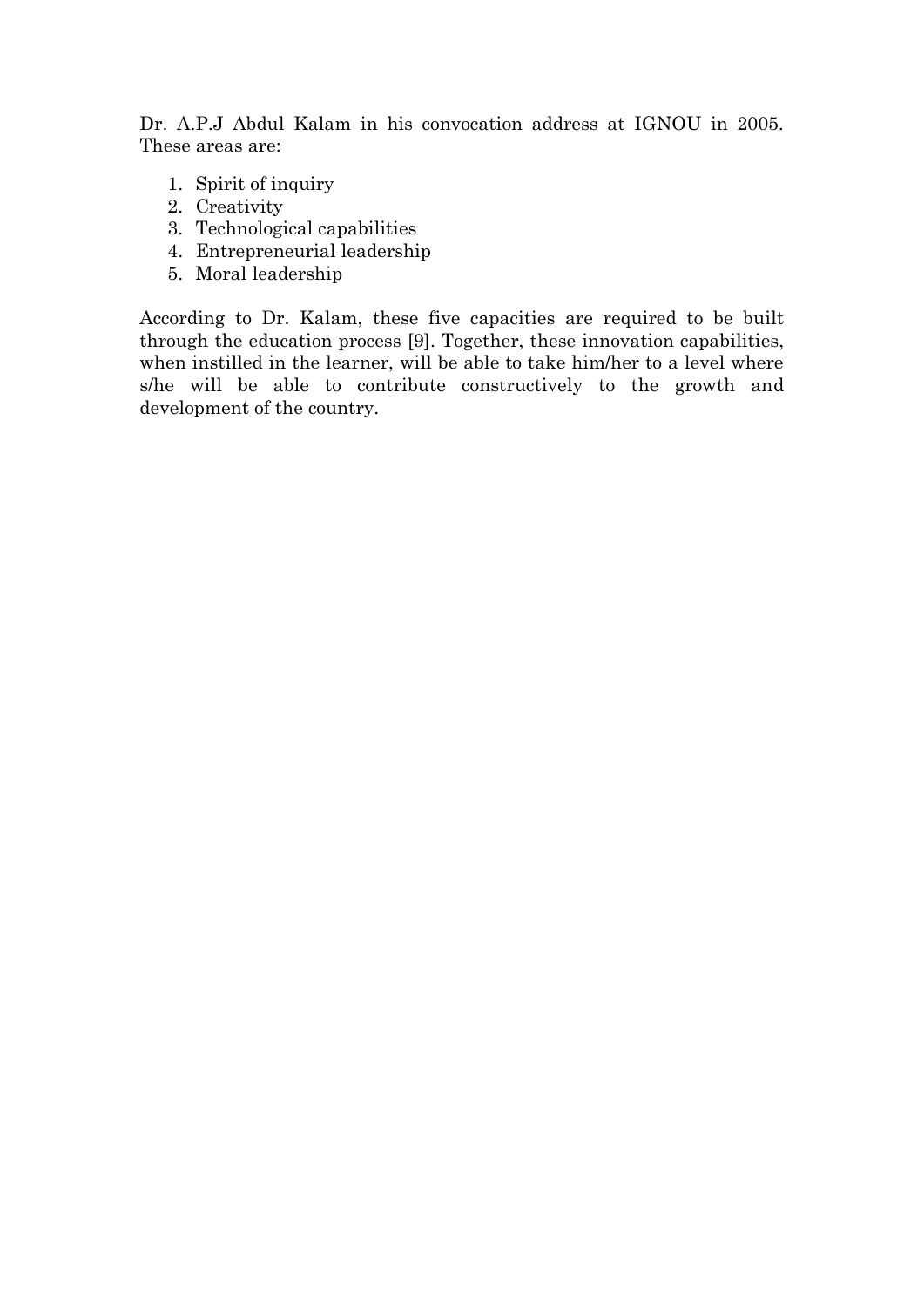Dr. A.P.J Abdul Kalam in his convocation address at IGNOU in 2005. These areas are:

1. Spirit of inquiry
2. Creativity
3. Technological capabilities
4. Entrepreneurial leadership
5. Moral leadership

According to Dr. Kalam, these five capacities are required to be built through the education process [9]. Together, these innovation capabilities, when instilled in the learner, will be able to take him/her to a level where s/he will be able to contribute constructively to the growth and development of the country.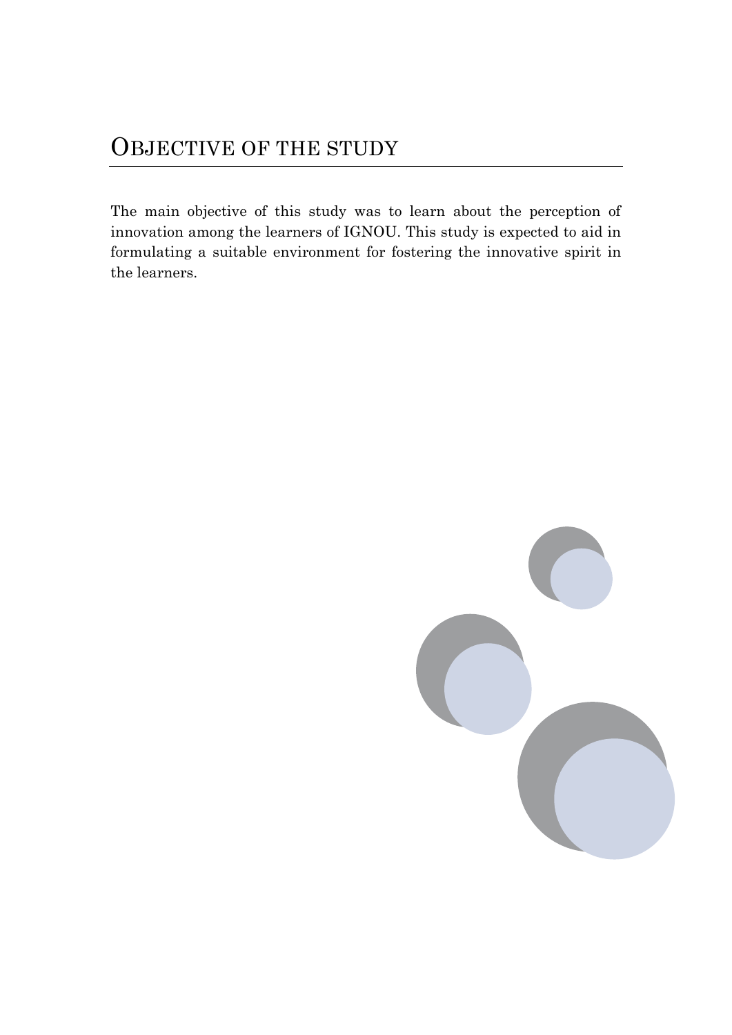# Objective of the Study

The main objective of this study was to learn about the perception of innovation among the learners of IGNOU. This study is expected to aid in formulating a suitable environment for fostering the innovative spirit in the learners.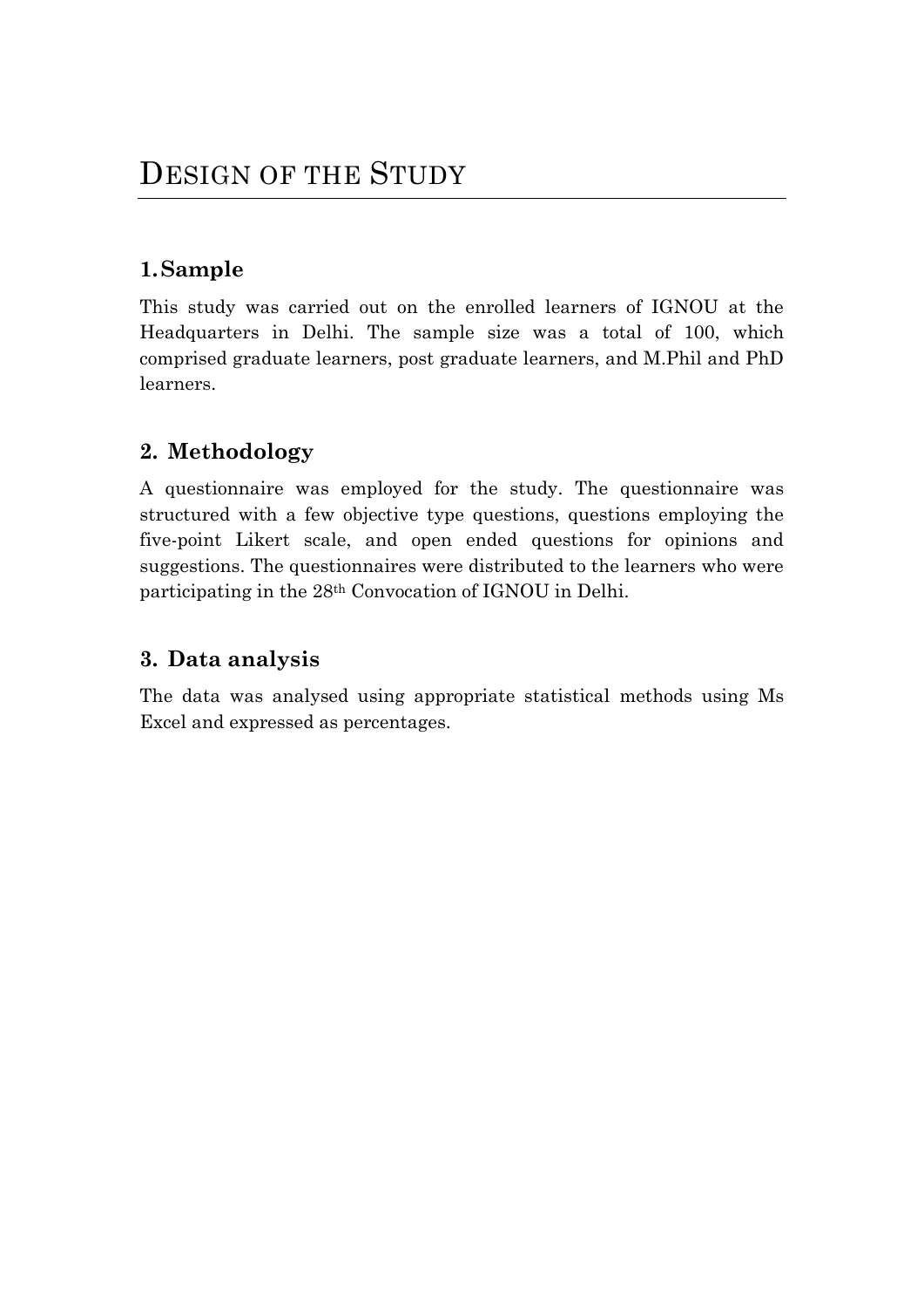# DESIGN OF THE STUDY

## 1. Sample

This study was carried out on the enrolled learners of IGNOU at the Headquarters in Delhi. The sample size was a total of 100, which comprised graduate learners, post graduate learners, and M.Phil and PhD learners.

## 2. Methodology

A questionnaire was employed for the study. The questionnaire was structured with a few objective type questions, questions employing the five-point Likert scale, and open ended questions for opinions and suggestions. The questionnaires were distributed to the learners who were participating in the 28th Convocation of IGNOU in Delhi.

## 3. Data analysis

The data was analysed using appropriate statistical methods using Ms Excel and expressed as percentages.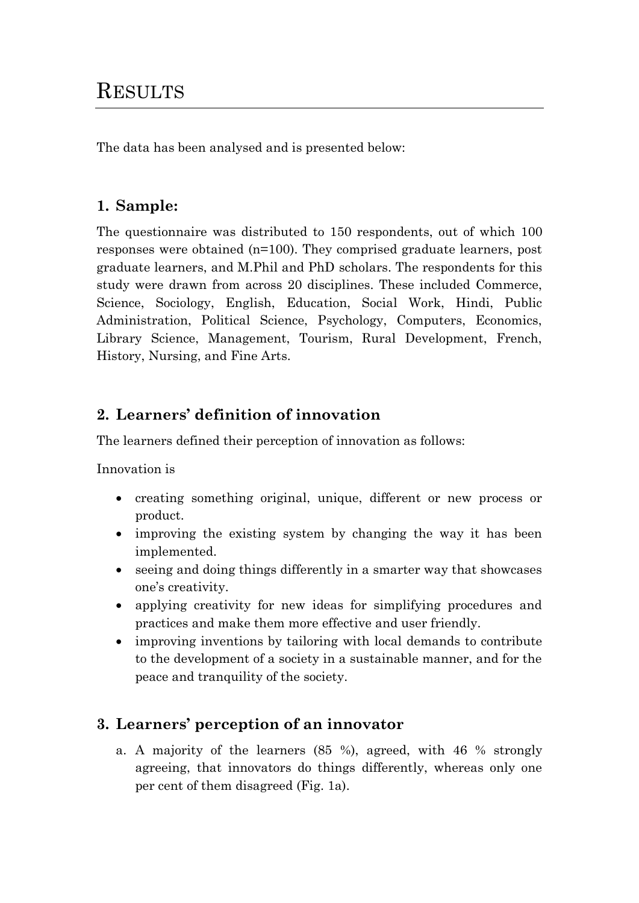# RESULTS

The data has been analysed and is presented below:

## 1. Sample:

The questionnaire was distributed to 150 respondents, out of which 100 responses were obtained (n=100). They comprised graduate learners, post graduate learners, and M.Phil and PhD scholars. The respondents for this study were drawn from across 20 disciplines. These included Commerce, Science, Sociology, English, Education, Social Work, Hindi, Public Administration, Political Science, Psychology, Computers, Economics, Library Science, Management, Tourism, Rural Development, French, History, Nursing, and Fine Arts.

## 2. Learners' definition of innovation

The learners defined their perception of innovation as follows:

Innovation is

- creating something original, unique, different or new process or product.
- improving the existing system by changing the way it has been implemented.
- seeing and doing things differently in a smarter way that showcases one's creativity.
- applying creativity for new ideas for simplifying procedures and practices and make them more effective and user friendly.
- improving inventions by tailoring with local demands to contribute to the development of a society in a sustainable manner, and for the peace and tranquility of the society.

## 3. Learners' perception of an innovator

a. A majority of the learners (85 %), agreed, with 46 % strongly agreeing, that innovators do things differently, whereas only one per cent of them disagreed (Fig. 1a).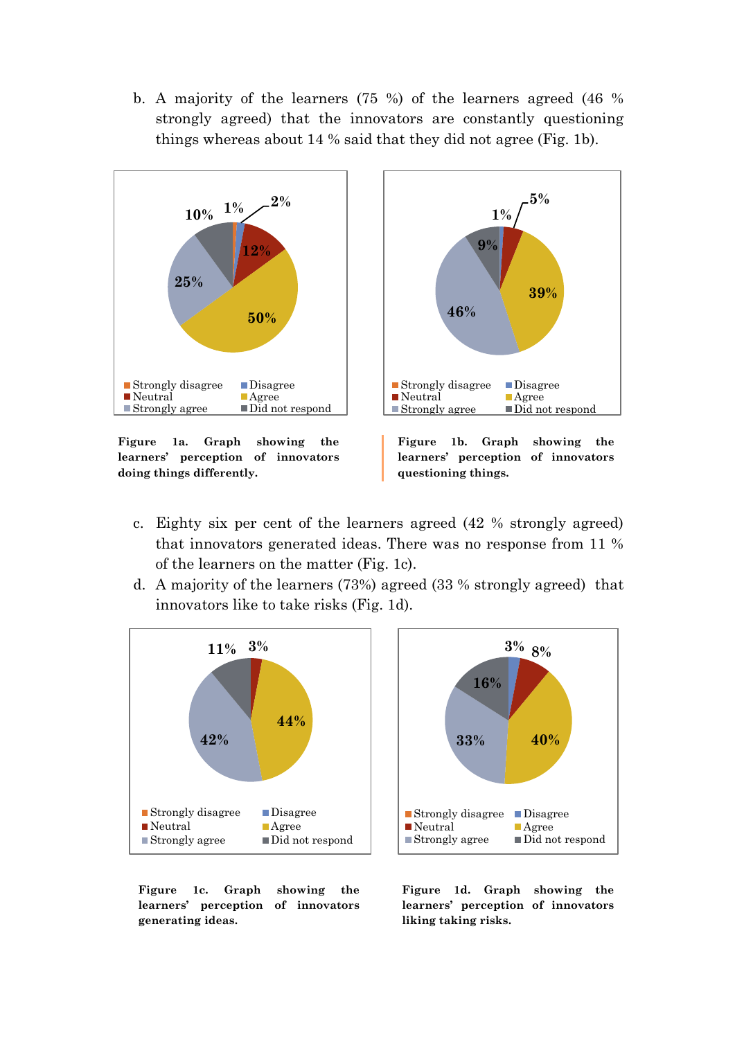b. A majority of the learners (75 %) of the learners agreed (46 % strongly agreed) that the innovators are constantly questioning things whereas about 14 % said that they did not agree (Fig. 1b).

**Figure 1a. Graph showing the learners' perception of innovators doing things differently.**

**Figure 1b. Graph showing the learners' perception of innovators questioning things.**

c. Eighty six per cent of the learners agreed (42 % strongly agreed) that innovators generated ideas. There was no response from 11 % of the learners on the matter (Fig. 1c).

d. A majority of the learners (73%) agreed (33 % strongly agreed) that innovators like to take risks (Fig. 1d).

**Figure 1c. Graph showing the learners' perception of innovators generating ideas.**

**Figure 1d. Graph showing the learners' perception of innovators liking taking risks.**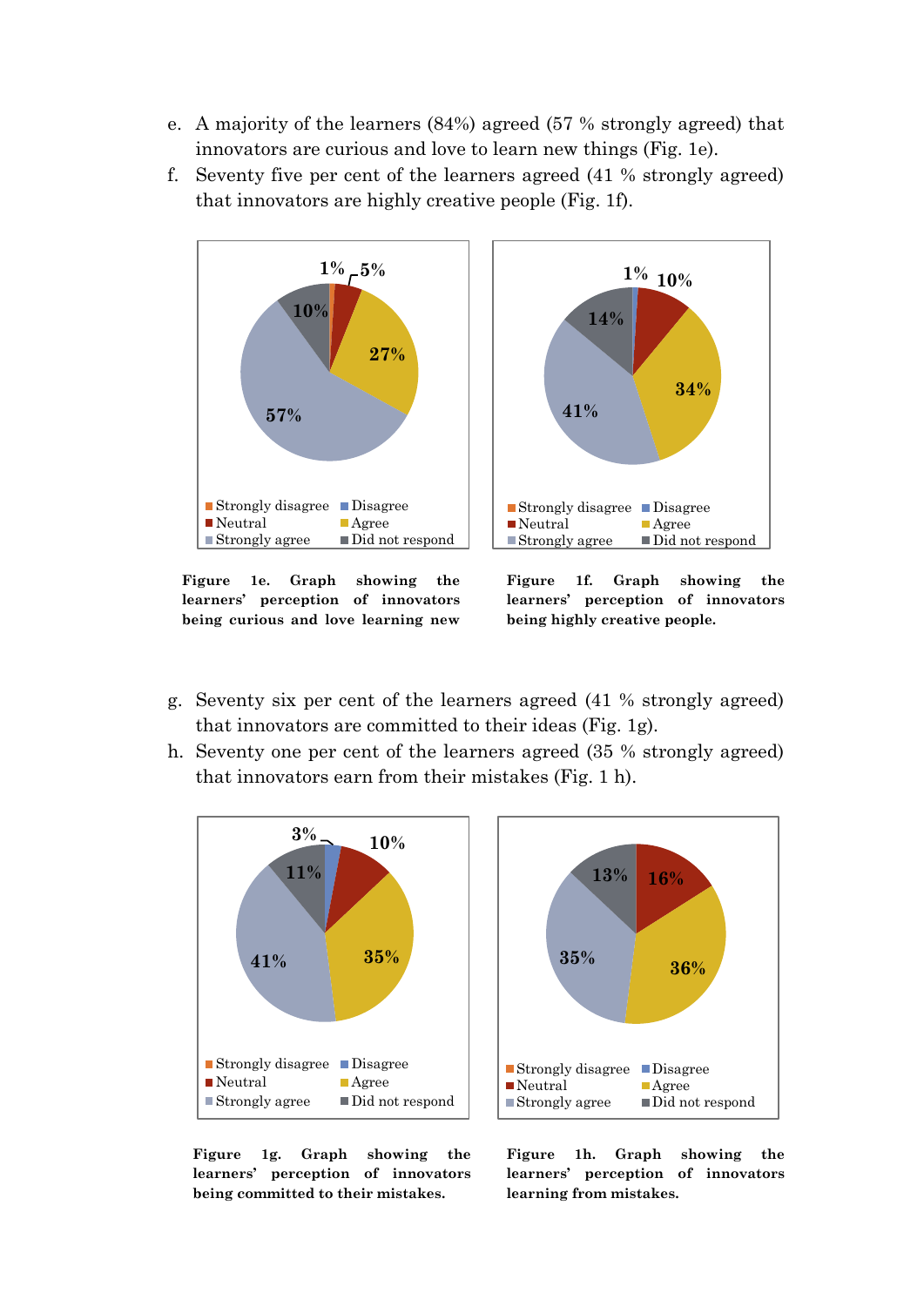e. A majority of the learners (84%) agreed (57 % strongly agreed) that innovators are curious and love to learn new things (Fig. 1e).

f. Seventy five per cent of the learners agreed (41 % strongly agreed) that innovators are highly creative people (Fig. 1f).

1% 5% 10% 27% 57%

Strongly disagree, Disagree, Neutral, Agree, Strongly agree, Did not respond

**Figure 1e. Graph showing the learners' perception of innovators being curious and love learning new**

1% 10% 14% 34% 41%

Strongly disagree, Disagree, Neutral, Agree, Strongly agree, Did not respond

**Figure 1f. Graph showing the learners' perception of innovators being highly creative people.**

g. Seventy six per cent of the learners agreed (41 % strongly agreed) that innovators are committed to their ideas (Fig. 1g).

h. Seventy one per cent of the learners agreed (35 % strongly agreed) that innovators earn from their mistakes (Fig. 1 h).

3% 10% 11% 35% 41%

Strongly disagree, Disagree, Neutral, Agree, Strongly agree, Did not respond

**Figure 1g. Graph showing the learners' perception of innovators being committed to their mistakes.**

13% 16% 35% 36%

Strongly disagree, Disagree, Neutral, Agree, Strongly agree, Did not respond

**Figure 1h. Graph showing the learners' perception of innovators learning from mistakes.**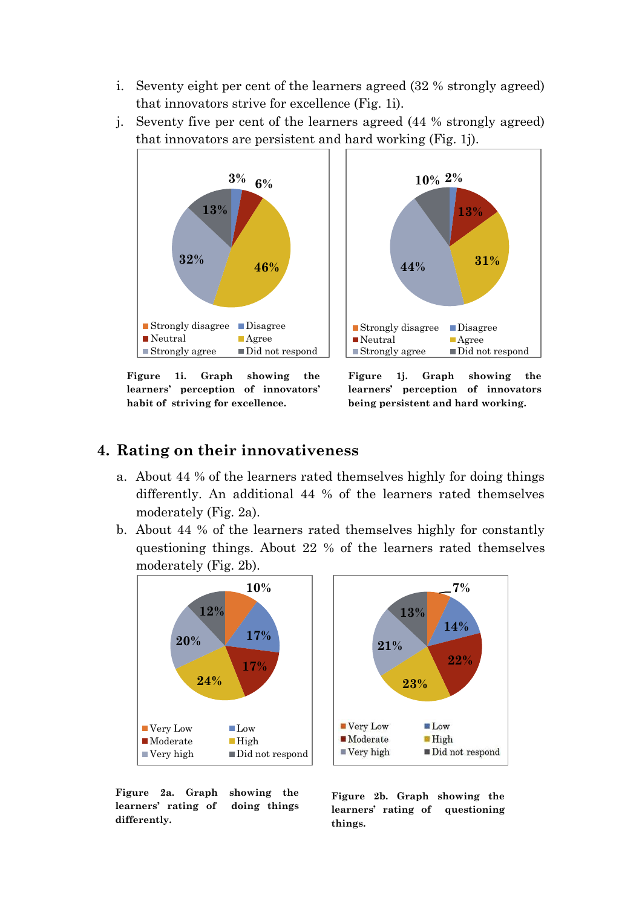i. Seventy eight per cent of the learners agreed (32 % strongly agreed) that innovators strive for excellence (Fig. 1i).

j. Seventy five per cent of the learners agreed (44 % strongly agreed) that innovators are persistent and hard working (Fig. 1j).

**Figure 1i. Graph showing the learners' perception of innovators' habit of striving for excellence.**

**Figure 1j. Graph showing the learners' perception of innovators being persistent and hard working.**

## 4. Rating on their innovativeness

a. About 44 % of the learners rated themselves highly for doing things differently. An additional 44 % of the learners rated themselves moderately (Fig. 2a).

b. About 44 % of the learners rated themselves highly for constantly questioning things. About 22 % of the learners rated themselves moderately (Fig. 2b).

**Figure 2a. Graph showing the learners' rating of doing things differently.**

**Figure 2b. Graph showing the learners' rating of questioning things.**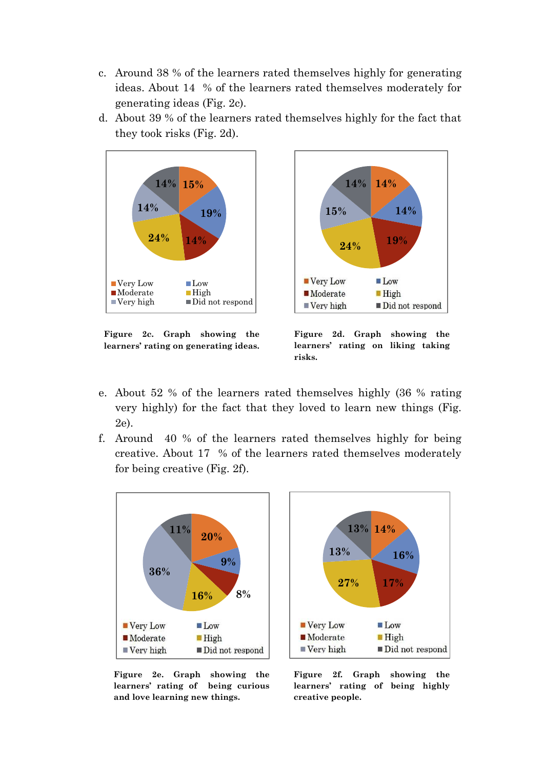c. Around 38 % of the learners rated themselves highly for generating ideas. About 14 % of the learners rated themselves moderately for generating ideas (Fig. 2c).

d. About 39 % of the learners rated themselves highly for the fact that they took risks (Fig. 2d).

**Figure 2c. Graph showing the learners' rating on generating ideas.**

**Figure 2d. Graph showing the learners' rating on liking taking risks.**

e. About 52 % of the learners rated themselves highly (36 % rating very highly) for the fact that they loved to learn new things (Fig. 2e).

f. Around 40 % of the learners rated themselves highly for being creative. About 17 % of the learners rated themselves moderately for being creative (Fig. 2f).

**Figure 2e. Graph showing the learners' rating of being curious and love learning new things.**

**Figure 2f. Graph showing the learners' rating of being highly creative people.**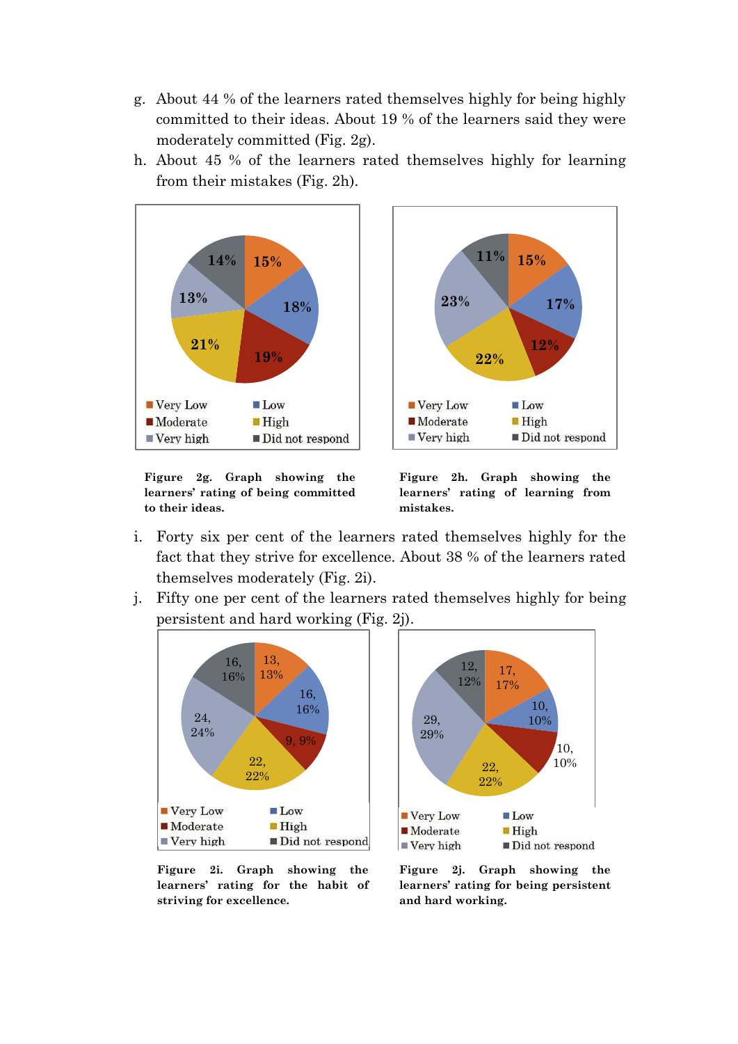g. About 44 % of the learners rated themselves highly for being highly committed to their ideas. About 19 % of the learners said they were moderately committed (Fig. 2g).

h. About 45 % of the learners rated themselves highly for learning from their mistakes (Fig. 2h).

**Figure 2g. Graph showing the learners' rating of being committed to their ideas.**

**Figure 2h. Graph showing the learners' rating of learning from mistakes.**

i. Forty six per cent of the learners rated themselves highly for the fact that they strive for excellence. About 38 % of the learners rated themselves moderately (Fig. 2i).

j. Fifty one per cent of the learners rated themselves highly for being persistent and hard working (Fig. 2j).

**Figure 2i. Graph showing the learners' rating for the habit of striving for excellence.**

**Figure 2j. Graph showing the learners' rating for being persistent and hard working.**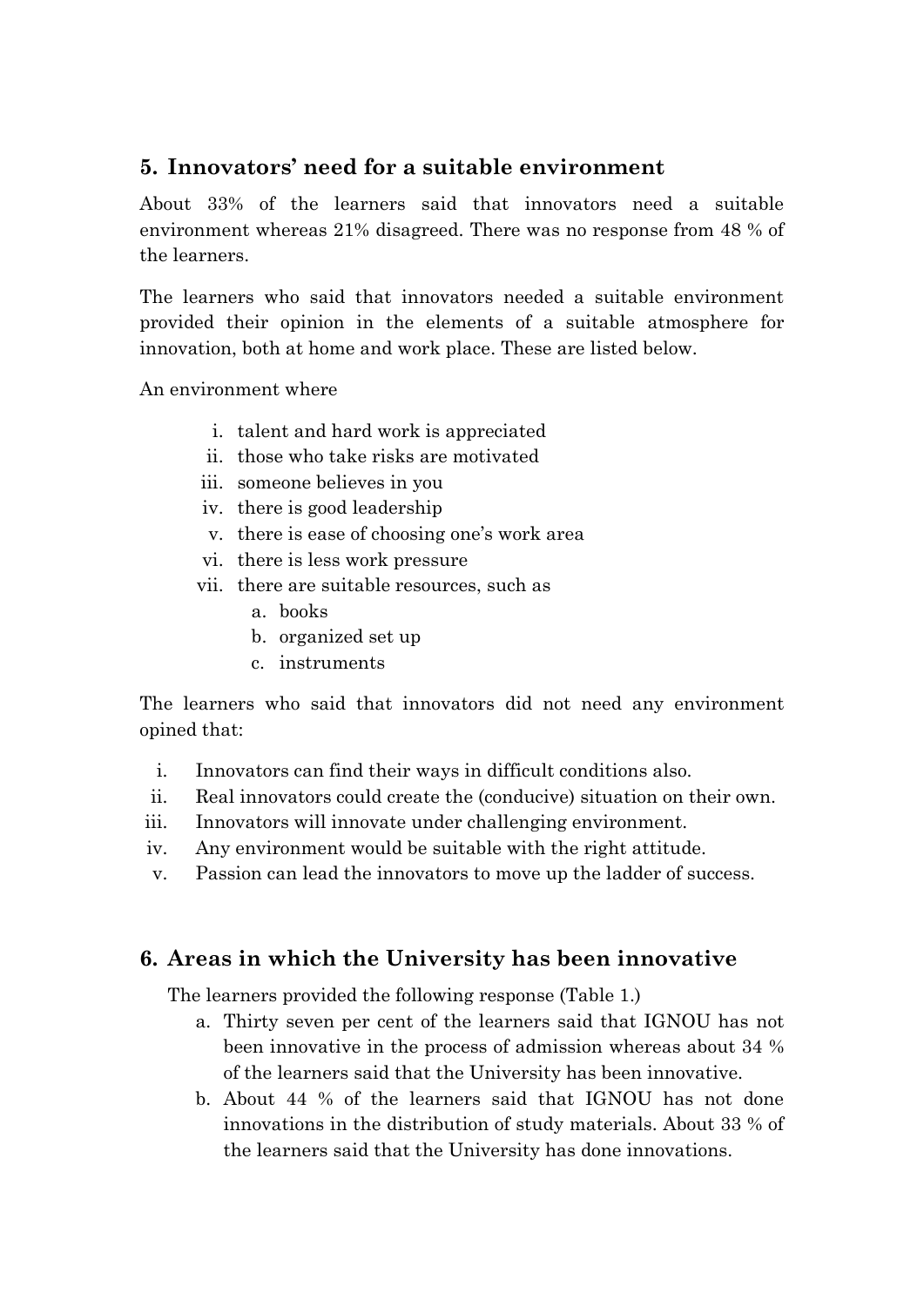## 5. Innovators' need for a suitable environment

About 33% of the learners said that innovators need a suitable environment whereas 21% disagreed. There was no response from 48 % of the learners.

The learners who said that innovators needed a suitable environment provided their opinion in the elements of a suitable atmosphere for innovation, both at home and work place. These are listed below.

An environment where

i. talent and hard work is appreciated
ii. those who take risks are motivated
iii. someone believes in you
iv. there is good leadership
v. there is ease of choosing one's work area
vi. there is less work pressure
vii. there are suitable resources, such as
    a. books
    b. organized set up
    c. instruments

The learners who said that innovators did not need any environment opined that:

i. Innovators can find their ways in difficult conditions also.
ii. Real innovators could create the (conducive) situation on their own.
iii. Innovators will innovate under challenging environment.
iv. Any environment would be suitable with the right attitude.
v. Passion can lead the innovators to move up the ladder of success.

## 6. Areas in which the University has been innovative

The learners provided the following response (Table 1.)

a. Thirty seven per cent of the learners said that IGNOU has not been innovative in the process of admission whereas about 34 % of the learners said that the University has been innovative.
b. About 44 % of the learners said that IGNOU has not done innovations in the distribution of study materials. About 33 % of the learners said that the University has done innovations.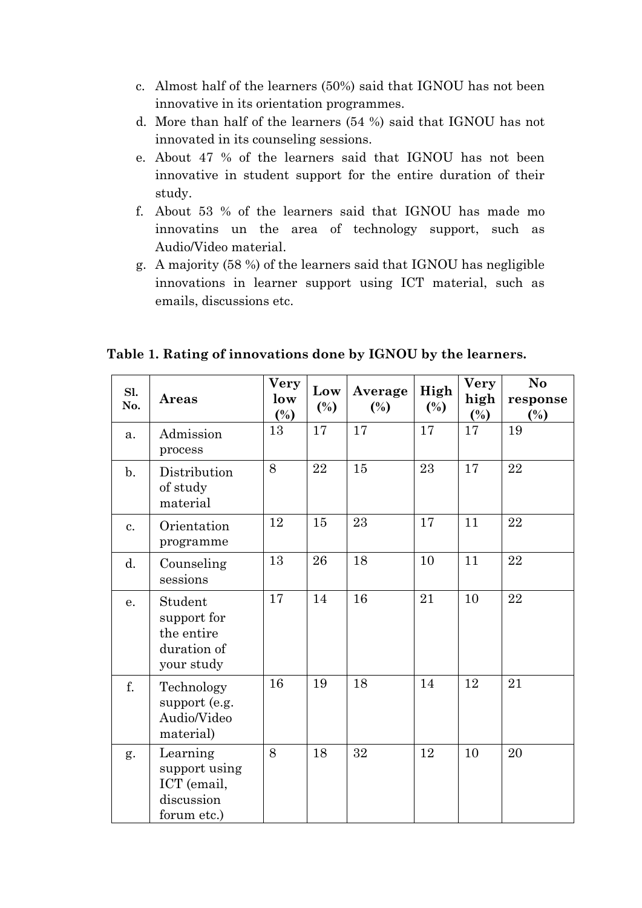c. Almost half of the learners (50%) said that IGNOU has not been innovative in its orientation programmes.
d. More than half of the learners (54 %) said that IGNOU has not innovated in its counseling sessions.
e. About 47 % of the learners said that IGNOU has not been innovative in student support for the entire duration of their study.
f. About 53 % of the learners said that IGNOU has made mo innovatins un the area of technology support, such as Audio/Video material.
g. A majority (58 %) of the learners said that IGNOU has negligible innovations in learner support using ICT material, such as emails, discussions etc.

**Table 1. Rating of innovations done by IGNOU by the learners.**

| Sl. No. | Areas | Very low (%) | Low (%) | Average (%) | High (%) | Very high (%) | No response (%) |
|---|---|---|---|---|---|---|---|
| a. | Admission process | 13 | 17 | 17 | 17 | 17 | 19 |
| b. | Distribution of study material | 8 | 22 | 15 | 23 | 17 | 22 |
| c. | Orientation programme | 12 | 15 | 23 | 17 | 11 | 22 |
| d. | Counseling sessions | 13 | 26 | 18 | 10 | 11 | 22 |
| e. | Student support for the entire duration of your study | 17 | 14 | 16 | 21 | 10 | 22 |
| f. | Technology support (e.g. Audio/Video material) | 16 | 19 | 18 | 14 | 12 | 21 |
| g. | Learning support using ICT (email, discussion forum etc.) | 8 | 18 | 32 | 12 | 10 | 20 |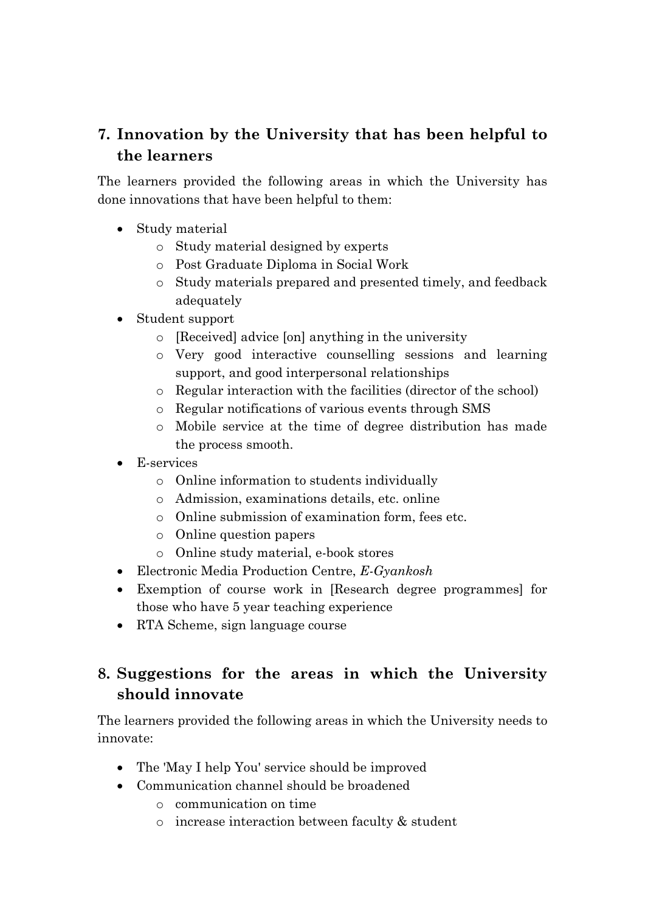## 7. Innovation by the University that has been helpful to the learners

The learners provided the following areas in which the University has done innovations that have been helpful to them:

- Study material
    - Study material designed by experts
    - Post Graduate Diploma in Social Work
    - Study materials prepared and presented timely, and feedback adequately
- Student support
    - [Received] advice [on] anything in the university
    - Very good interactive counselling sessions and learning support, and good interpersonal relationships
    - Regular interaction with the facilities (director of the school)
    - Regular notifications of various events through SMS
    - Mobile service at the time of degree distribution has made the process smooth.
- E-services
    - Online information to students individually
    - Admission, examinations details, etc. online
    - Online submission of examination form, fees etc.
    - Online question papers
    - Online study material, e-book stores
- Electronic Media Production Centre, *E-Gyankosh*
- Exemption of course work in [Research degree programmes] for those who have 5 year teaching experience
- RTA Scheme, sign language course

## 8. Suggestions for the areas in which the University should innovate

The learners provided the following areas in which the University needs to innovate:

- The 'May I help You' service should be improved
- Communication channel should be broadened
    - communication on time
    - increase interaction between faculty & student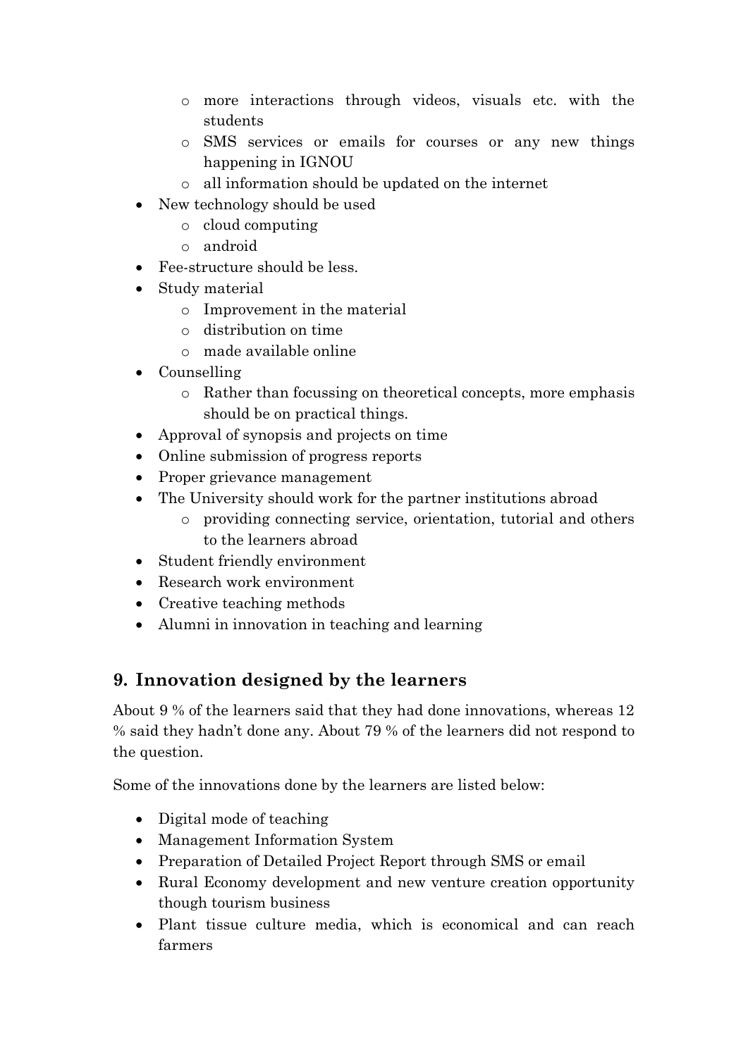- more interactions through videos, visuals etc. with the students
    - SMS services or emails for courses or any new things happening in IGNOU
    - all information should be updated on the internet
- New technology should be used
    - cloud computing
    - android
- Fee-structure should be less.
- Study material
    - Improvement in the material
    - distribution on time
    - made available online
- Counselling
    - Rather than focussing on theoretical concepts, more emphasis should be on practical things.
- Approval of synopsis and projects on time
- Online submission of progress reports
- Proper grievance management
- The University should work for the partner institutions abroad
    - providing connecting service, orientation, tutorial and others to the learners abroad
- Student friendly environment
- Research work environment
- Creative teaching methods
- Alumni in innovation in teaching and learning

## 9. Innovation designed by the learners

About 9 % of the learners said that they had done innovations, whereas 12 % said they hadn't done any. About 79 % of the learners did not respond to the question.

Some of the innovations done by the learners are listed below:

- Digital mode of teaching
- Management Information System
- Preparation of Detailed Project Report through SMS or email
- Rural Economy development and new venture creation opportunity though tourism business
- Plant tissue culture media, which is economical and can reach farmers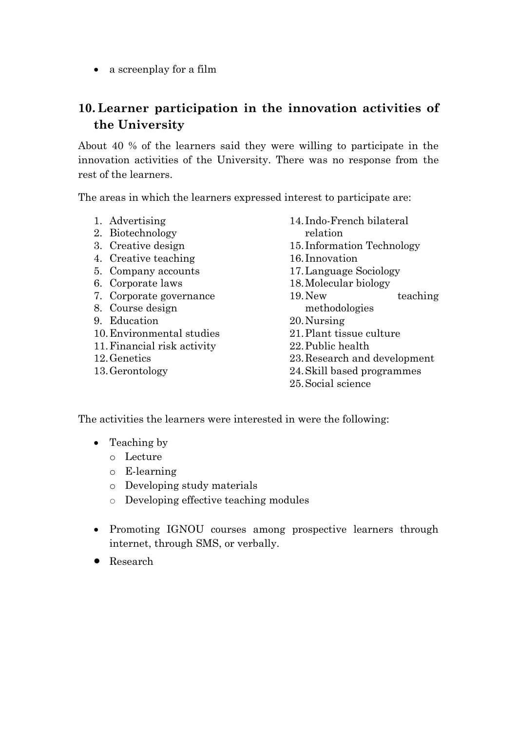- a screenplay for a film

## 10. Learner participation in the innovation activities of the University

About 40 % of the learners said they were willing to participate in the innovation activities of the University. There was no response from the rest of the learners.

The areas in which the learners expressed interest to participate are:

1. Advertising
2. Biotechnology
3. Creative design
4. Creative teaching
5. Company accounts
6. Corporate laws
7. Corporate governance
8. Course design
9. Education
10. Environmental studies
11. Financial risk activity
12. Genetics
13. Gerontology
14. Indo-French bilateral relation
15. Information Technology
16. Innovation
17. Language Sociology
18. Molecular biology
19. New teaching methodologies
20. Nursing
21. Plant tissue culture
22. Public health
23. Research and development
24. Skill based programmes
25. Social science

The activities the learners were interested in were the following:

- Teaching by
  - Lecture
  - E-learning
  - Developing study materials
  - Developing effective teaching modules
- Promoting IGNOU courses among prospective learners through internet, through SMS, or verbally.
- Research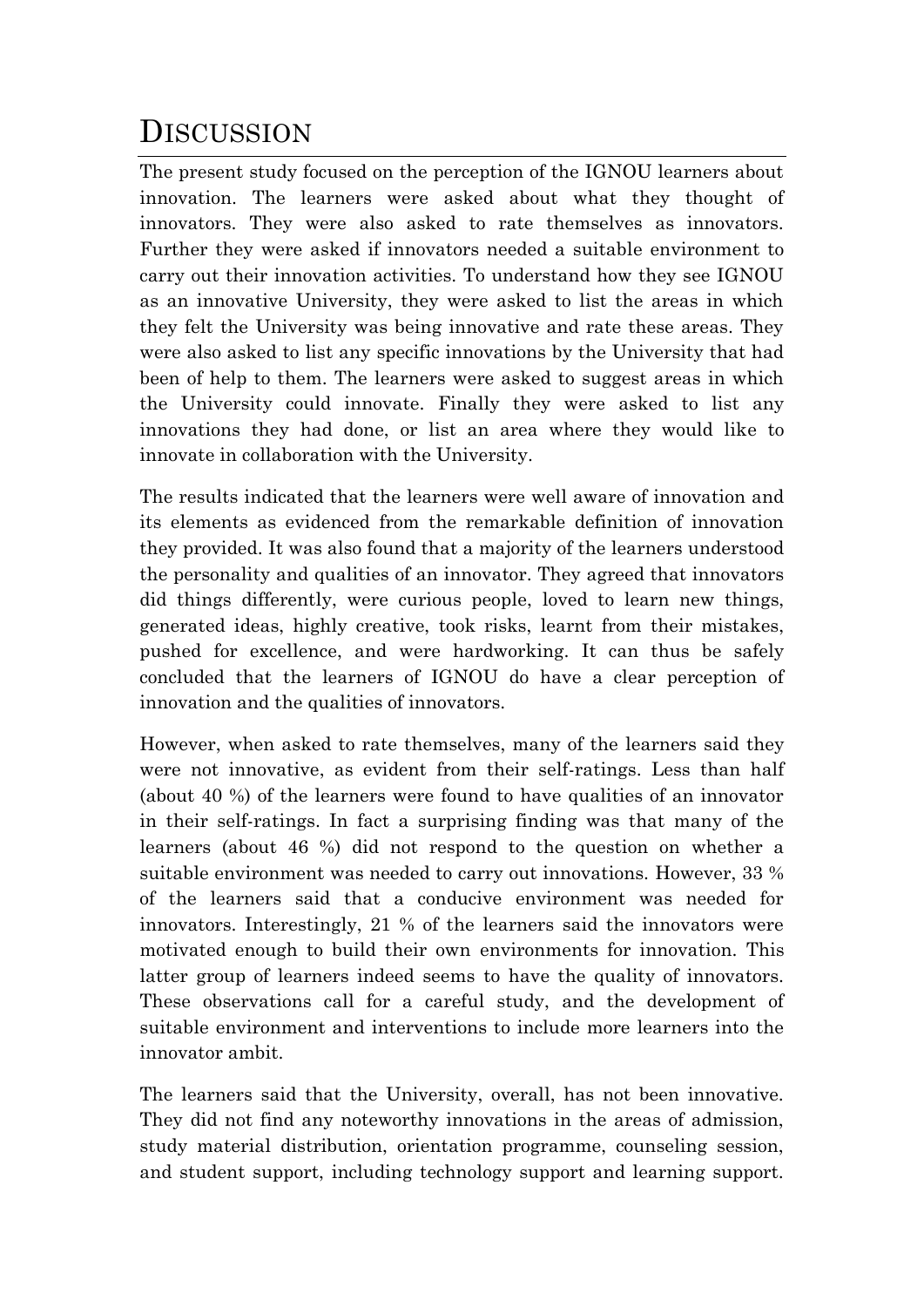# Discussion

The present study focused on the perception of the IGNOU learners about innovation. The learners were asked about what they thought of innovators. They were also asked to rate themselves as innovators. Further they were asked if innovators needed a suitable environment to carry out their innovation activities. To understand how they see IGNOU as an innovative University, they were asked to list the areas in which they felt the University was being innovative and rate these areas. They were also asked to list any specific innovations by the University that had been of help to them. The learners were asked to suggest areas in which the University could innovate. Finally they were asked to list any innovations they had done, or list an area where they would like to innovate in collaboration with the University.

The results indicated that the learners were well aware of innovation and its elements as evidenced from the remarkable definition of innovation they provided. It was also found that a majority of the learners understood the personality and qualities of an innovator. They agreed that innovators did things differently, were curious people, loved to learn new things, generated ideas, highly creative, took risks, learnt from their mistakes, pushed for excellence, and were hardworking. It can thus be safely concluded that the learners of IGNOU do have a clear perception of innovation and the qualities of innovators.

However, when asked to rate themselves, many of the learners said they were not innovative, as evident from their self-ratings. Less than half (about 40 %) of the learners were found to have qualities of an innovator in their self-ratings. In fact a surprising finding was that many of the learners (about 46 %) did not respond to the question on whether a suitable environment was needed to carry out innovations. However, 33 % of the learners said that a conducive environment was needed for innovators. Interestingly, 21 % of the learners said the innovators were motivated enough to build their own environments for innovation. This latter group of learners indeed seems to have the quality of innovators. These observations call for a careful study, and the development of suitable environment and interventions to include more learners into the innovator ambit.

The learners said that the University, overall, has not been innovative. They did not find any noteworthy innovations in the areas of admission, study material distribution, orientation programme, counseling session, and student support, including technology support and learning support.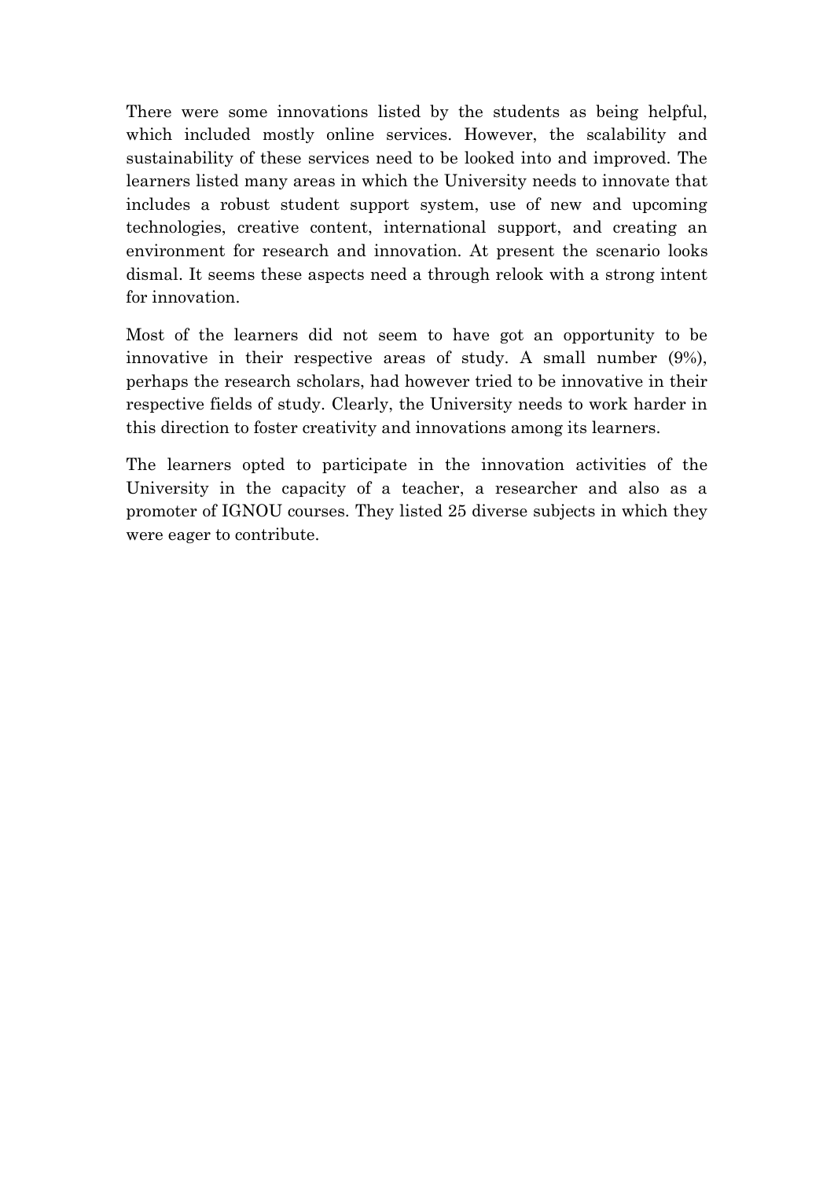There were some innovations listed by the students as being helpful, which included mostly online services. However, the scalability and sustainability of these services need to be looked into and improved. The learners listed many areas in which the University needs to innovate that includes a robust student support system, use of new and upcoming technologies, creative content, international support, and creating an environment for research and innovation. At present the scenario looks dismal. It seems these aspects need a through relook with a strong intent for innovation.

Most of the learners did not seem to have got an opportunity to be innovative in their respective areas of study. A small number (9%), perhaps the research scholars, had however tried to be innovative in their respective fields of study. Clearly, the University needs to work harder in this direction to foster creativity and innovations among its learners.

The learners opted to participate in the innovation activities of the University in the capacity of a teacher, a researcher and also as a promoter of IGNOU courses. They listed 25 diverse subjects in which they were eager to contribute.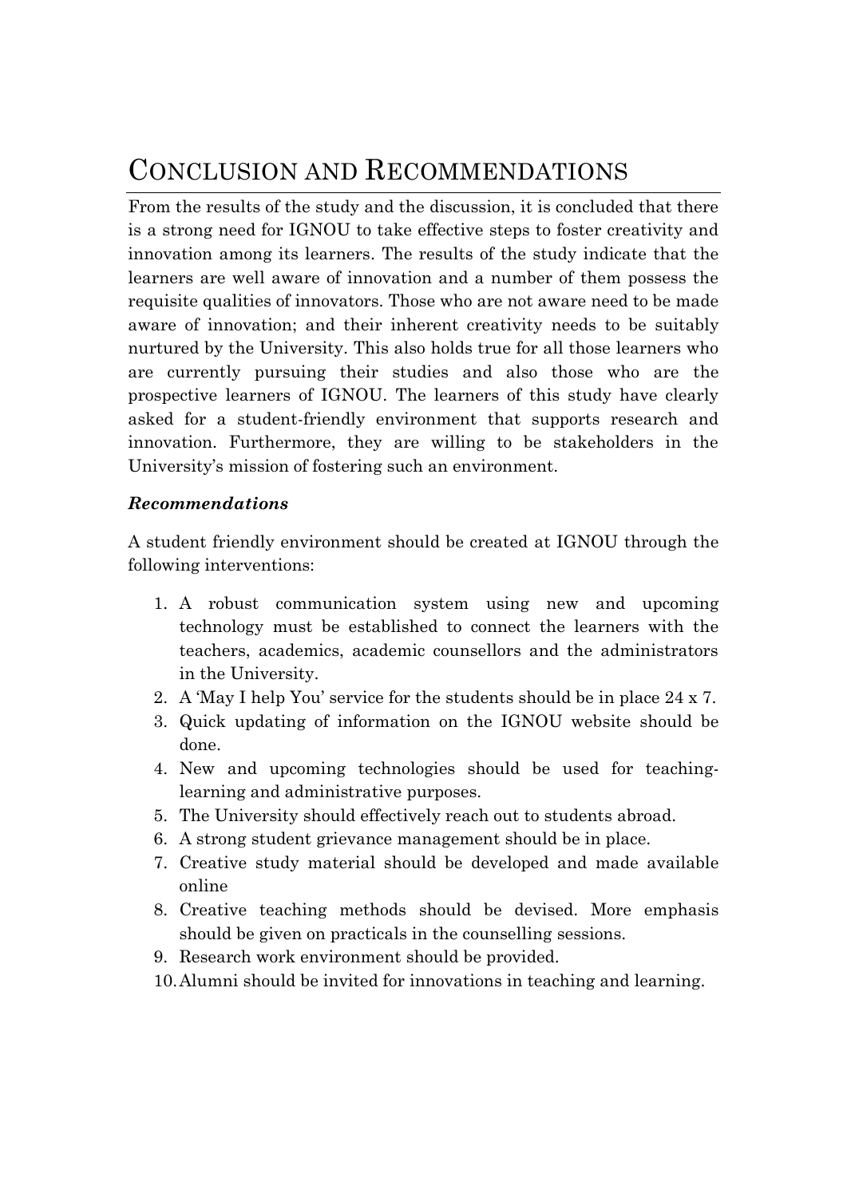# CONCLUSION AND RECOMMENDATIONS

From the results of the study and the discussion, it is concluded that there is a strong need for IGNOU to take effective steps to foster creativity and innovation among its learners. The results of the study indicate that the learners are well aware of innovation and a number of them possess the requisite qualities of innovators. Those who are not aware need to be made aware of innovation; and their inherent creativity needs to be suitably nurtured by the University. This also holds true for all those learners who are currently pursuing their studies and also those who are the prospective learners of IGNOU. The learners of this study have clearly asked for a student-friendly environment that supports research and innovation. Furthermore, they are willing to be stakeholders in the University's mission of fostering such an environment.

***Recommendations***

A student friendly environment should be created at IGNOU through the following interventions:

1. A robust communication system using new and upcoming technology must be established to connect the learners with the teachers, academics, academic counsellors and the administrators in the University.
2. A 'May I help You' service for the students should be in place 24 x 7.
3. Quick updating of information on the IGNOU website should be done.
4. New and upcoming technologies should be used for teaching-learning and administrative purposes.
5. The University should effectively reach out to students abroad.
6. A strong student grievance management should be in place.
7. Creative study material should be developed and made available online
8. Creative teaching methods should be devised. More emphasis should be given on practicals in the counselling sessions.
9. Research work environment should be provided.
10. Alumni should be invited for innovations in teaching and learning.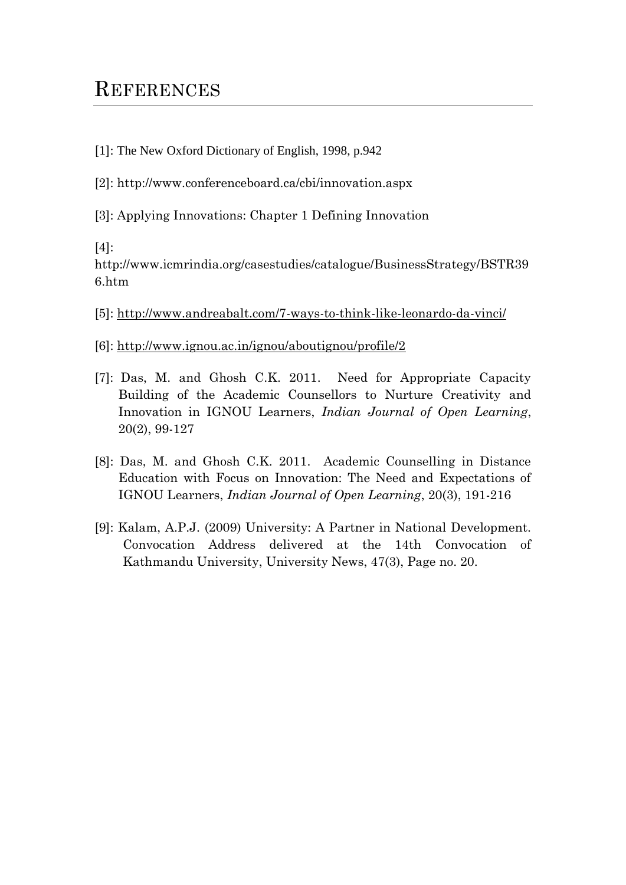# REFERENCES

[1]: The New Oxford Dictionary of English, 1998, p.942

[2]: http://www.conferenceboard.ca/cbi/innovation.aspx

[3]: Applying Innovations: Chapter 1 Defining Innovation

[4]: http://www.icmrindia.org/casestudies/catalogue/BusinessStrategy/BSTR396.htm

[5]: http://www.andreabalt.com/7-ways-to-think-like-leonardo-da-vinci/

[6]: http://www.ignou.ac.in/ignou/aboutignou/profile/2

[7]: Das, M. and Ghosh C.K. 2011. Need for Appropriate Capacity Building of the Academic Counsellors to Nurture Creativity and Innovation in IGNOU Learners, *Indian Journal of Open Learning*, 20(2), 99-127

[8]: Das, M. and Ghosh C.K. 2011. Academic Counselling in Distance Education with Focus on Innovation: The Need and Expectations of IGNOU Learners, *Indian Journal of Open Learning*, 20(3), 191-216

[9]: Kalam, A.P.J. (2009) University: A Partner in National Development. Convocation Address delivered at the 14th Convocation of Kathmandu University, University News, 47(3), Page no. 20.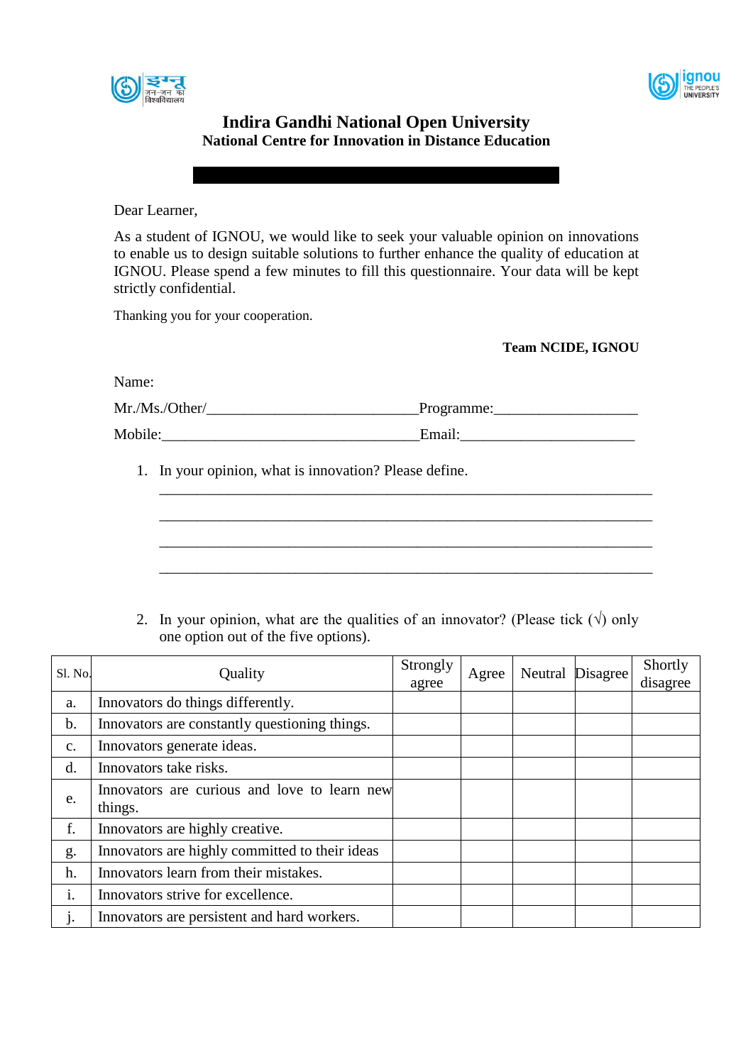# Indira Gandhi National Open University

## National Centre for Innovation in Distance Education

Dear Learner,

As a student of IGNOU, we would like to seek your valuable opinion on innovations to enable us to design suitable solutions to further enhance the quality of education at IGNOU. Please spend a few minutes to fill this questionnaire. Your data will be kept strictly confidential.

Thanking you for your cooperation.

**Team NCIDE, IGNOU**

Name:

Mr./Ms./Other/___________________________Programme:__________________

Mobile:_________________________________Email:______________________

1. In your opinion, what is innovation? Please define.

   ______________________________________________________________

   ______________________________________________________________

   ______________________________________________________________

   ______________________________________________________________

2. In your opinion, what are the qualities of an innovator? (Please tick (√) only one option out of the five options).

| Sl. No. | Quality | Strongly agree | Agree | Neutral | Disagree | Shortly disagree |
|---|---|---|---|---|---|---|
| a. | Innovators do things differently. | | | | | |
| b. | Innovators are constantly questioning things. | | | | | |
| c. | Innovators generate ideas. | | | | | |
| d. | Innovators take risks. | | | | | |
| e. | Innovators are curious and love to learn new things. | | | | | |
| f. | Innovators are highly creative. | | | | | |
| g. | Innovators are highly committed to their ideas | | | | | |
| h. | Innovators learn from their mistakes. | | | | | |
| i. | Innovators strive for excellence. | | | | | |
| j. | Innovators are persistent and hard workers. | | | | | |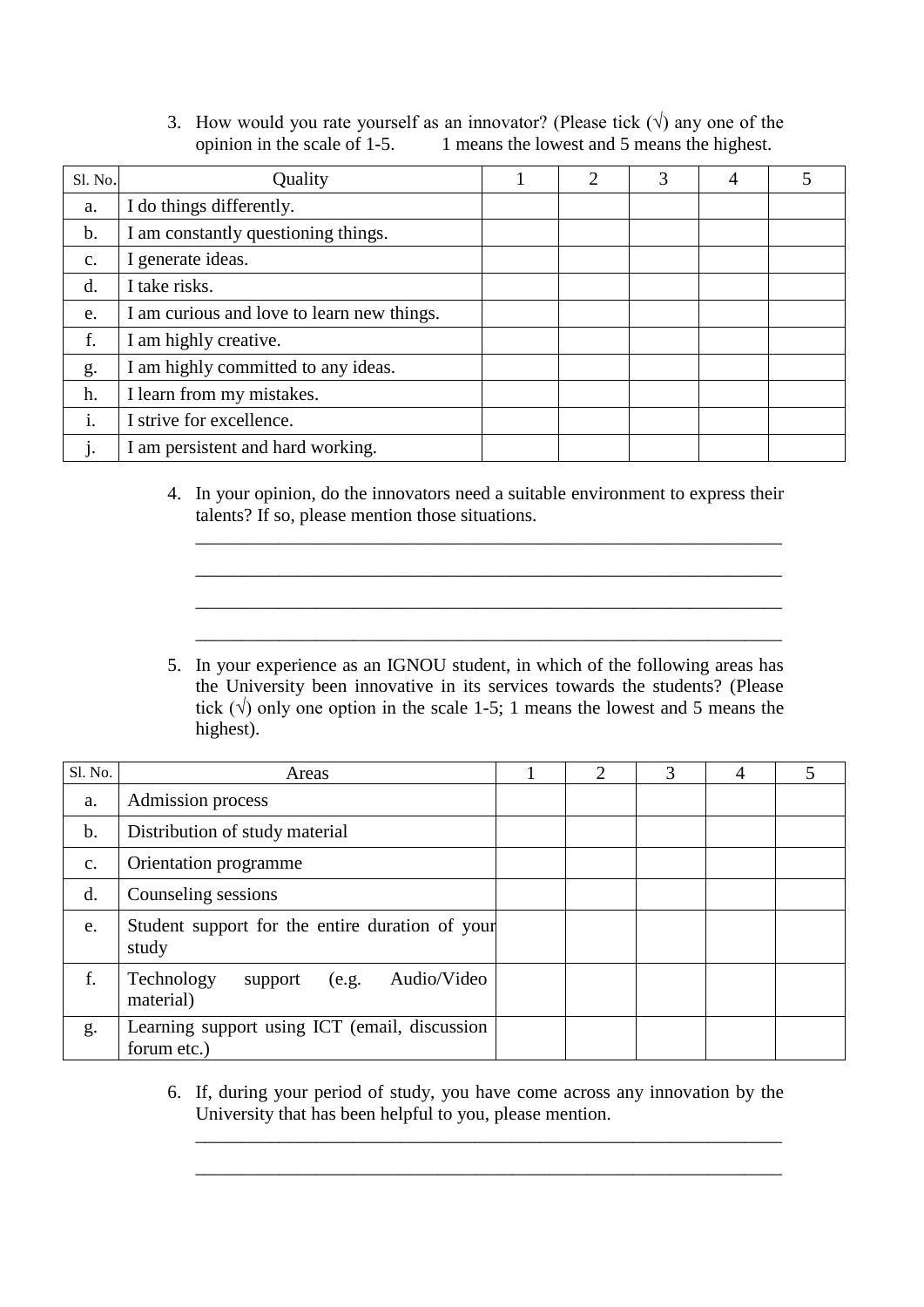3. How would you rate yourself as an innovator? (Please tick (√) any one of the opinion in the scale of 1-5. 1 means the lowest and 5 means the highest.

| Sl. No. | Quality | 1 | 2 | 3 | 4 | 5 |
|---|---|---|---|---|---|---|
| a. | I do things differently. | | | | | |
| b. | I am constantly questioning things. | | | | | |
| c. | I generate ideas. | | | | | |
| d. | I take risks. | | | | | |
| e. | I am curious and love to learn new things. | | | | | |
| f. | I am highly creative. | | | | | |
| g. | I am highly committed to any ideas. | | | | | |
| h. | I learn from my mistakes. | | | | | |
| i. | I strive for excellence. | | | | | |
| j. | I am persistent and hard working. | | | | | |

4. In your opinion, do the innovators need a suitable environment to express their talents? If so, please mention those situations.

______________________________________________________________

______________________________________________________________

______________________________________________________________

______________________________________________________________

5. In your experience as an IGNOU student, in which of the following areas has the University been innovative in its services towards the students? (Please tick (√) only one option in the scale 1-5; 1 means the lowest and 5 means the highest).

| Sl. No. | Areas | 1 | 2 | 3 | 4 | 5 |
|---|---|---|---|---|---|---|
| a. | Admission process | | | | | |
| b. | Distribution of study material | | | | | |
| c. | Orientation programme | | | | | |
| d. | Counseling sessions | | | | | |
| e. | Student support for the entire duration of your study | | | | | |
| f. | Technology support (e.g. Audio/Video material) | | | | | |
| g. | Learning support using ICT (email, discussion forum etc.) | | | | | |

6. If, during your period of study, you have come across any innovation by the University that has been helpful to you, please mention.

______________________________________________________________

______________________________________________________________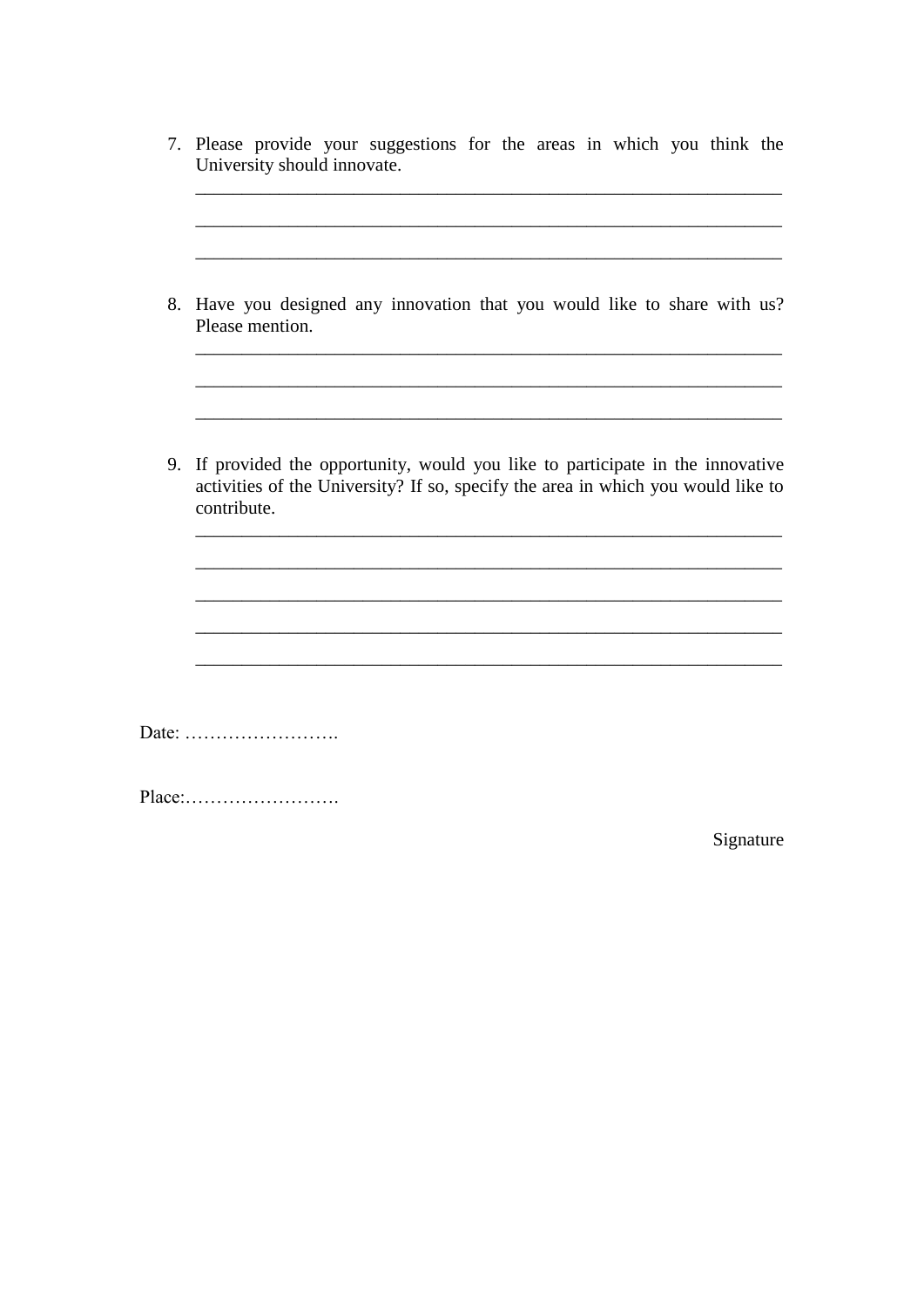7. Please provide your suggestions for the areas in which you think the University should innovate.

   _______________________________________________________________

   _______________________________________________________________

   _______________________________________________________________

8. Have you designed any innovation that you would like to share with us? Please mention.

   _______________________________________________________________

   _______________________________________________________________

   _______________________________________________________________

9. If provided the opportunity, would you like to participate in the innovative activities of the University? If so, specify the area in which you would like to contribute.

   _______________________________________________________________

   _______________________________________________________________

   _______________________________________________________________

   _______________________________________________________________

   _______________________________________________________________

Date: …………………….

Place:…………………….

Signature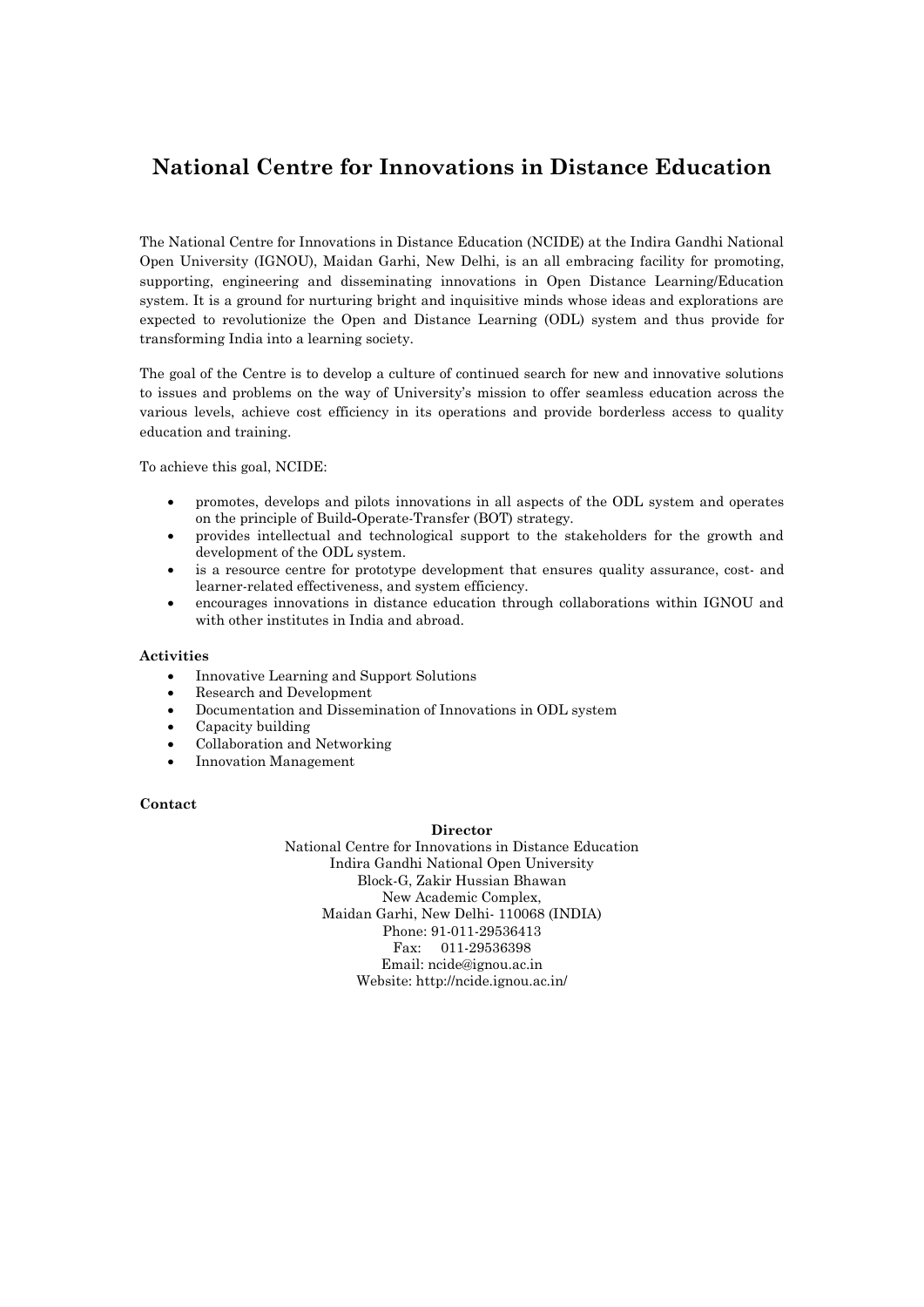# National Centre for Innovations in Distance Education

The National Centre for Innovations in Distance Education (NCIDE) at the Indira Gandhi National Open University (IGNOU), Maidan Garhi, New Delhi, is an all embracing facility for promoting, supporting, engineering and disseminating innovations in Open Distance Learning/Education system. It is a ground for nurturing bright and inquisitive minds whose ideas and explorations are expected to revolutionize the Open and Distance Learning (ODL) system and thus provide for transforming India into a learning society.

The goal of the Centre is to develop a culture of continued search for new and innovative solutions to issues and problems on the way of University's mission to offer seamless education across the various levels, achieve cost efficiency in its operations and provide borderless access to quality education and training.

To achieve this goal, NCIDE:

- promotes, develops and pilots innovations in all aspects of the ODL system and operates on the principle of Build-Operate-Transfer (BOT) strategy.
- provides intellectual and technological support to the stakeholders for the growth and development of the ODL system.
- is a resource centre for prototype development that ensures quality assurance, cost- and learner-related effectiveness, and system efficiency.
- encourages innovations in distance education through collaborations within IGNOU and with other institutes in India and abroad.

**Activities**

- Innovative Learning and Support Solutions
- Research and Development
- Documentation and Dissemination of Innovations in ODL system
- Capacity building
- Collaboration and Networking
- Innovation Management

**Contact**

**Director**
National Centre for Innovations in Distance Education
Indira Gandhi National Open University
Block-G, Zakir Hussian Bhawan
New Academic Complex,
Maidan Garhi, New Delhi- 110068 (INDIA)
Phone: 91-011-29536413
Fax: 011-29536398
Email: ncide@ignou.ac.in
Website: http://ncide.ignou.ac.in/